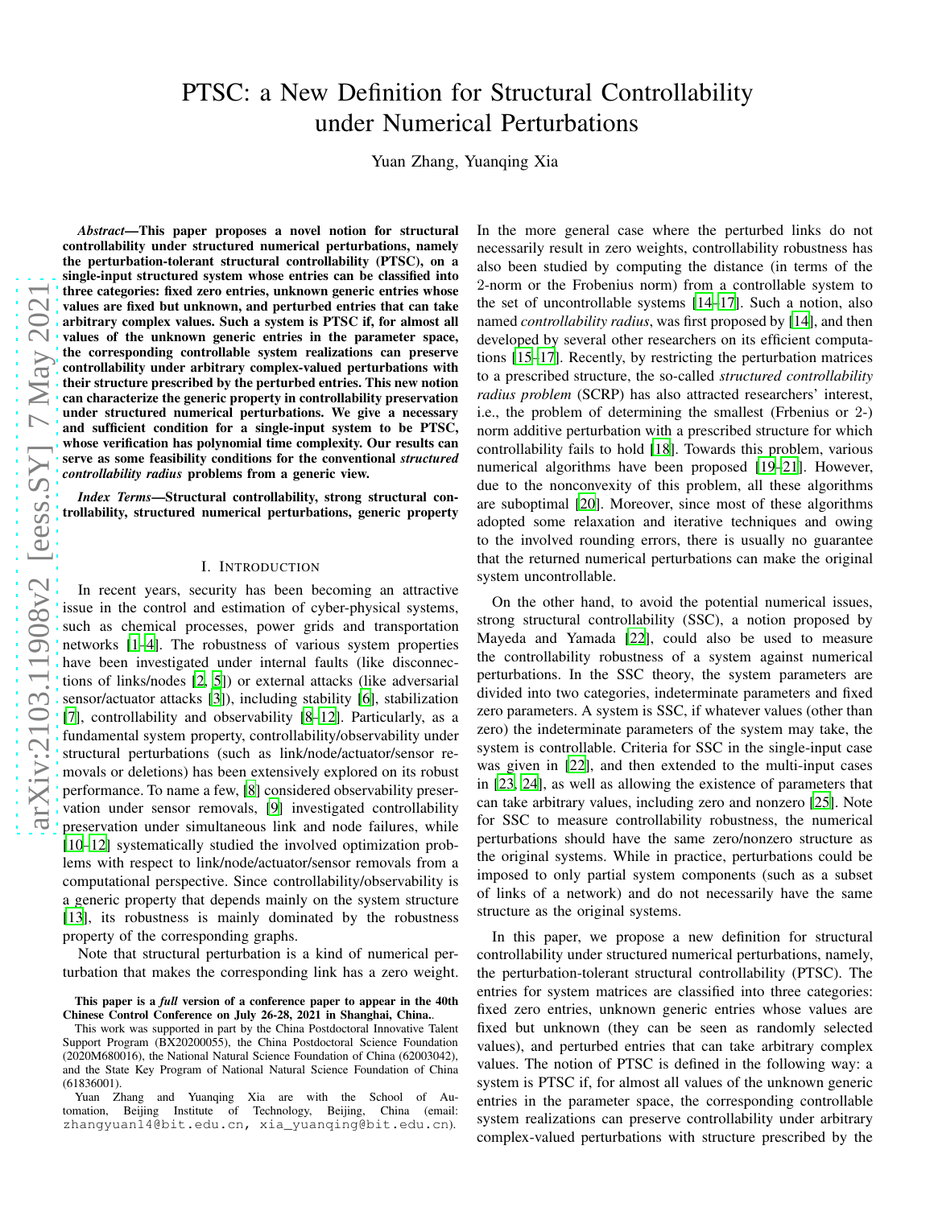# PTSC: a New Definition for Structural Controllability under Numerical Perturbations

Yuan Zhang, Yuanqing Xia

***Abstract*—This paper proposes a novel notion for structural controllability under structured numerical perturbations, namely the perturbation-tolerant structural controllability (PTSC), on a single-input structured system whose entries can be classified into three categories: fixed zero entries, unknown generic entries whose values are fixed but unknown, and perturbed entries that can take arbitrary complex values. Such a system is PTSC if, for almost all values of the unknown generic entries in the parameter space, the corresponding controllable system realizations can preserve controllability under arbitrary complex-valued perturbations with their structure prescribed by the perturbed entries. This new notion can characterize the generic property in controllability preservation under structured numerical perturbations. We give a necessary and sufficient condition for a single-input system to be PTSC, whose verification has polynomial time complexity. Our results can serve as some feasibility conditions for the conventional *structured controllability radius* problems from a generic view.**

***Index Terms*—Structural controllability, strong structural controllability, structured numerical perturbations, generic property**

## I. Introduction

In recent years, security has been becoming an attractive issue in the control and estimation of cyber-physical systems, such as chemical processes, power grids and transportation networks [1–4]. The robustness of various system properties have been investigated under internal faults (like disconnections of links/nodes [2, 5]) or external attacks (like adversarial sensor/actuator attacks [3]), including stability [6], stabilization [7], controllability and observability [8–12]. Particularly, as a fundamental system property, controllability/observability under structural perturbations (such as link/node/actuator/sensor removals or deletions) has been extensively explored on its robust performance. To name a few, [8] considered observability preservation under sensor removals, [9] investigated controllability preservation under simultaneous link and node failures, while [10–12] systematically studied the involved optimization problems with respect to link/node/actuator/sensor removals from a computational perspective. Since controllability/observability is a generic property that depends mainly on the system structure [13], its robustness is mainly dominated by the robustness property of the corresponding graphs.

Note that structural perturbation is a kind of numerical perturbation that makes the corresponding link has a zero weight. In the more general case where the perturbed links do not necessarily result in zero weights, controllability robustness has also been studied by computing the distance (in terms of the 2-norm or the Frobenius norm) from a controllable system to the set of uncontrollable systems [14–17]. Such a notion, also named *controllability radius*, was first proposed by [14], and then developed by several other researchers on its efficient computations [15–17]. Recently, by restricting the perturbation matrices to a prescribed structure, the so-called *structured controllability radius problem* (SCRP) has also attracted researchers' interest, i.e., the problem of determining the smallest (Frbenius or 2-) norm additive perturbation with a prescribed structure for which controllability fails to hold [18]. Towards this problem, various numerical algorithms have been proposed [19–21]. However, due to the nonconvexity of this problem, all these algorithms are suboptimal [20]. Moreover, since most of these algorithms adopted some relaxation and iterative techniques and owing to the involved rounding errors, there is usually no guarantee that the returned numerical perturbations can make the original system uncontrollable.

On the other hand, to avoid the potential numerical issues, strong structural controllability (SSC), a notion proposed by Mayeda and Yamada [22], could also be used to measure the controllability robustness of a system against numerical perturbations. In the SSC theory, the system parameters are divided into two categories, indeterminate parameters and fixed zero parameters. A system is SSC, if whatever values (other than zero) the indeterminate parameters of the system may take, the system is controllable. Criteria for SSC in the single-input case was given in [22], and then extended to the multi-input cases in [23, 24], as well as allowing the existence of parameters that can take arbitrary values, including zero and nonzero [25]. Note for SSC to measure controllability robustness, the numerical perturbations should have the same zero/nonzero structure as the original systems. While in practice, perturbations could be imposed to only partial system components (such as a subset of links of a network) and do not necessarily have the same structure as the original systems.

In this paper, we propose a new definition for structural controllability under structured numerical perturbations, namely, the perturbation-tolerant structural controllability (PTSC). The entries for system matrices are classified into three categories: fixed zero entries, unknown generic entries whose values are fixed but unknown (they can be seen as randomly selected values), and perturbed entries that can take arbitrary complex values. The notion of PTSC is defined in the following way: a system is PTSC if, for almost all values of the unknown generic entries in the parameter space, the corresponding controllable system realizations can preserve controllability under arbitrary complex-valued perturbations with structure prescribed by the

**This paper is a *full* version of a conference paper to appear in the 40th Chinese Control Conference on July 26-28, 2021 in Shanghai, China.**

This work was supported in part by the China Postdoctoral Innovative Talent Support Program (BX20200055), the China Postdoctoral Science Foundation (2020M680016), the National Natural Science Foundation of China (62003042), and the State Key Program of National Natural Science Foundation of China (61836001).

Yuan Zhang and Yuanqing Xia are with the School of Automation, Beijing Institute of Technology, Beijing, China (email: zhangyuan14@bit.edu.cn, xia_yuanqing@bit.edu.cn).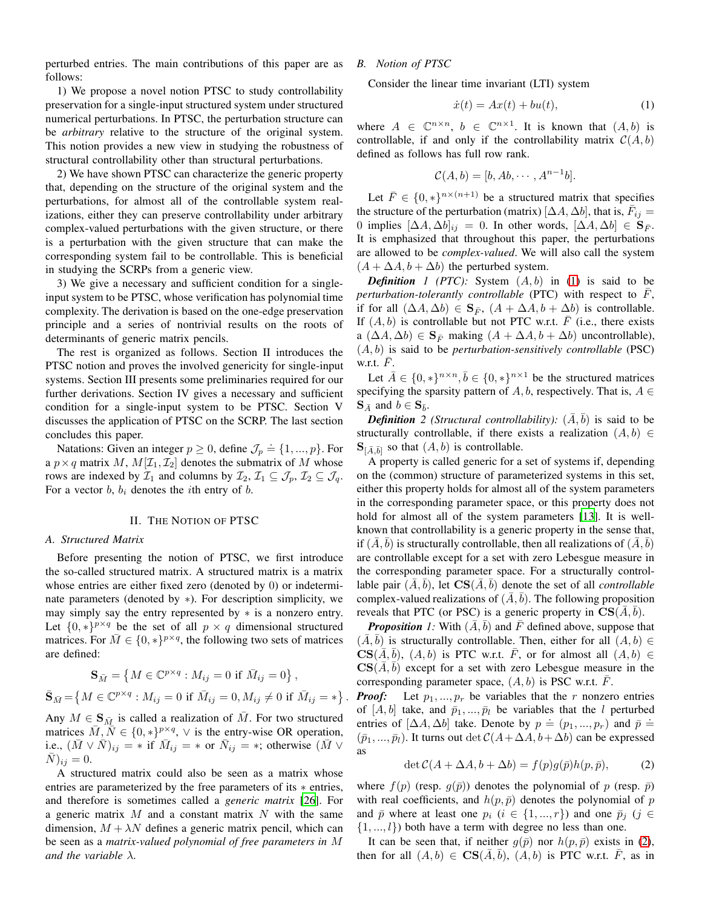perturbed entries. The main contributions of this paper are as follows:

1) We propose a novel notion PTSC to study controllability preservation for a single-input structured system under structured numerical perturbations. In PTSC, the perturbation structure can be *arbitrary* relative to the structure of the original system. This notion provides a new view in studying the robustness of structural controllability other than structural perturbations.

2) We have shown PTSC can characterize the generic property that, depending on the structure of the original system and the perturbations, for almost all of the controllable system realizations, either they can preserve controllability under arbitrary complex-valued perturbations with the given structure, or there is a perturbation with the given structure that can make the corresponding system fail to be controllable. This is beneficial in studying the SCRPs from a generic view.

3) We give a necessary and sufficient condition for a single-input system to be PTSC, whose verification has polynomial time complexity. The derivation is based on the one-edge preservation principle and a series of nontrivial results on the roots of determinants of generic matrix pencils.

The rest is organized as follows. Section II introduces the PTSC notion and proves the involved genericity for single-input systems. Section III presents some preliminaries required for our further derivations. Section IV gives a necessary and sufficient condition for a single-input system to be PTSC. Section V discusses the application of PTSC on the SCRP. The last section concludes this paper.

Natations: Given an integer $p \geq 0$, define $\mathcal{J}_p \doteq \{1, ..., p\}$. For a $p \times q$ matrix $M$, $M[\mathcal{I}_1, \mathcal{I}_2]$ denotes the submatrix of $M$ whose rows are indexed by $\mathcal{I}_1$ and columns by $\mathcal{I}_2$, $\mathcal{I}_1 \subseteq \mathcal{J}_p$, $\mathcal{I}_2 \subseteq \mathcal{J}_q$. For a vector $b$, $b_i$ denotes the $i$th entry of $b$.

## II. The Notion of PTSC

### A. Structured Matrix

Before presenting the notion of PTSC, we first introduce the so-called structured matrix. A structured matrix is a matrix whose entries are either fixed zero (denoted by 0) or indeterminate parameters (denoted by $*$). For description simplicity, we may simply say the entry represented by $*$ is a nonzero entry. Let $\{0, *\}^{p \times q}$ be the set of all $p \times q$ dimensional structured matrices. For $\bar{M} \in \{0, *\}^{p \times q}$, the following two sets of matrices are defined:

$$\mathbf{S}_{\bar{M}} = \left\{ M \in \mathbb{C}^{p \times q} : M_{ij} = 0 \text{ if } \bar{M}_{ij} = 0 \right\},$$

$$\bar{\mathbf{S}}_{\bar{M}} = \left\{ M \in \mathbb{C}^{p \times q} : M_{ij} = 0 \text{ if } \bar{M}_{ij} = 0, M_{ij} \neq 0 \text{ if } \bar{M}_{ij} = * \right\}.$$

Any $M \in \mathbf{S}_{\bar{M}}$ is called a realization of $\bar{M}$. For two structured matrices $\bar{M}, \bar{N} \in \{0, *\}^{p \times q}$, $\vee$ is the entry-wise OR operation, i.e., $(\bar{M} \vee \bar{N})_{ij} = *$ if $\bar{M}_{ij} = *$ or $\bar{N}_{ij} = *$; otherwise $(\bar{M} \vee \bar{N})_{ij} = 0$.

A structured matrix could also be seen as a matrix whose entries are parameterized by the free parameters of its $*$ entries, and therefore is sometimes called a *generic matrix* [26]. For a generic matrix $M$ and a constant matrix $N$ with the same dimension, $M + \lambda N$ defines a generic matrix pencil, which can be seen as a *matrix-valued polynomial of free parameters in $M$ and the variable $\lambda$*.

### B. Notion of PTSC

Consider the linear time invariant (LTI) system

$$\dot{x}(t) = Ax(t) + bu(t), \tag{1}$$

where $A \in \mathbb{C}^{n \times n}$, $b \in \mathbb{C}^{n \times 1}$. It is known that $(A, b)$ is controllable, if and only if the controllability matrix $\mathcal{C}(A, b)$ defined as follows has full row rank.

$$\mathcal{C}(A, b) = [b, Ab, \cdots, A^{n-1}b].$$

Let $\bar{F} \in \{0, *\}^{n \times (n+1)}$ be a structured matrix that specifies the structure of the perturbation (matrix) $[\Delta A, \Delta b]$, that is, $\bar{F}_{ij} = 0$ implies $[\Delta A, \Delta b]_{ij} = 0$. In other words, $[\Delta A, \Delta b] \in \mathbf{S}_{\bar{F}}$. It is emphasized that throughout this paper, the perturbations are allowed to be *complex-valued*. We will also call the system $(A + \Delta A, b + \Delta b)$ the perturbed system.

***Definition 1 (PTC):*** System $(A, b)$ in (1) is said to be *perturbation-tolerantly controllable* (PTC) with respect to $\bar{F}$, if for all $(\Delta A, \Delta b) \in \mathbf{S}_{\bar{F}}$, $(A + \Delta A, b + \Delta b)$ is controllable. If $(A, b)$ is controllable but not PTC w.r.t. $\bar{F}$ (i.e., there exists a $(\Delta A, \Delta b) \in \mathbf{S}_{\bar{F}}$ making $(A + \Delta A, b + \Delta b)$ uncontrollable), $(A, b)$ is said to be *perturbation-sensitively controllable* (PSC) w.r.t. $\bar{F}$.

Let $\bar{A} \in \{0, *\}^{n \times n}, \bar{b} \in \{0, *\}^{n \times 1}$ be the structured matrices specifying the sparsity pattern of $A, b$, respectively. That is, $A \in \mathbf{S}_{\bar{A}}$ and $b \in \mathbf{S}_{\bar{b}}$.

***Definition 2 (Structural controllability):*** $(\bar{A}, \bar{b})$ is said to be structurally controllable, if there exists a realization $(A, b) \in \mathbf{S}_{[\bar{A}, \bar{b}]}$ so that $(A, b)$ is controllable.

A property is called generic for a set of systems if, depending on the (common) structure of parameterized systems in this set, either this property holds for almost all of the system parameters in the corresponding parameter space, or this property does not hold for almost all of the system parameters [13]. It is well-known that controllability is a generic property in the sense that, if $(\bar{A}, \bar{b})$ is structurally controllable, then all realizations of $(\bar{A}, \bar{b})$ are controllable except for a set with zero Lebesgue measure in the corresponding parameter space. For a structurally controllable pair $(\bar{A}, \bar{b})$, let $\mathbf{CS}(\bar{A}, \bar{b})$ denote the set of all *controllable* complex-valued realizations of $(\bar{A}, \bar{b})$. The following proposition reveals that PTC (or PSC) is a generic property in $\mathbf{CS}(\bar{A}, \bar{b})$.

***Proposition 1:*** With $(\bar{A}, \bar{b})$ and $\bar{F}$ defined above, suppose that $(\bar{A}, \bar{b})$ is structurally controllable. Then, either for all $(A, b) \in \mathbf{CS}(\bar{A}, \bar{b})$, $(A, b)$ is PTC w.r.t. $\bar{F}$, or for almost all $(A, b) \in \mathbf{CS}(\bar{A}, \bar{b})$ except for a set with zero Lebesgue measure in the corresponding parameter space, $(A, b)$ is PSC w.r.t. $\bar{F}$.

***Proof:*** Let $p_1, ..., p_r$ be variables that the $r$ nonzero entries of $[A, b]$ take, and $\bar{p}_1, ..., \bar{p}_l$ be variables that the $l$ perturbed entries of $[\Delta A, \Delta b]$ take. Denote by $p \doteq (p_1, ..., p_r)$ and $\bar{p} \doteq (\bar{p}_1, ..., \bar{p}_l)$. It turns out $\det \mathcal{C}(A + \Delta A, b + \Delta b)$ can be expressed as

$$\det \mathcal{C}(A + \Delta A, b + \Delta b) = f(p) g(\bar{p}) h(p, \bar{p}), \tag{2}$$

where $f(p)$ (resp. $g(\bar{p})$) denotes the polynomial of $p$ (resp. $\bar{p}$) with real coefficients, and $h(p, \bar{p})$ denotes the polynomial of $p$ and $\bar{p}$ where at least one $p_i$ ($i \in \{1, ..., r\}$) and one $\bar{p}_j$ ($j \in \{1, ..., l\}$) both have a term with degree no less than one.

It can be seen that, if neither $g(\bar{p})$ nor $h(p, \bar{p})$ exists in (2), then for all $(A, b) \in \mathbf{CS}(\bar{A}, \bar{b})$, $(A, b)$ is PTC w.r.t. $\bar{F}$, as in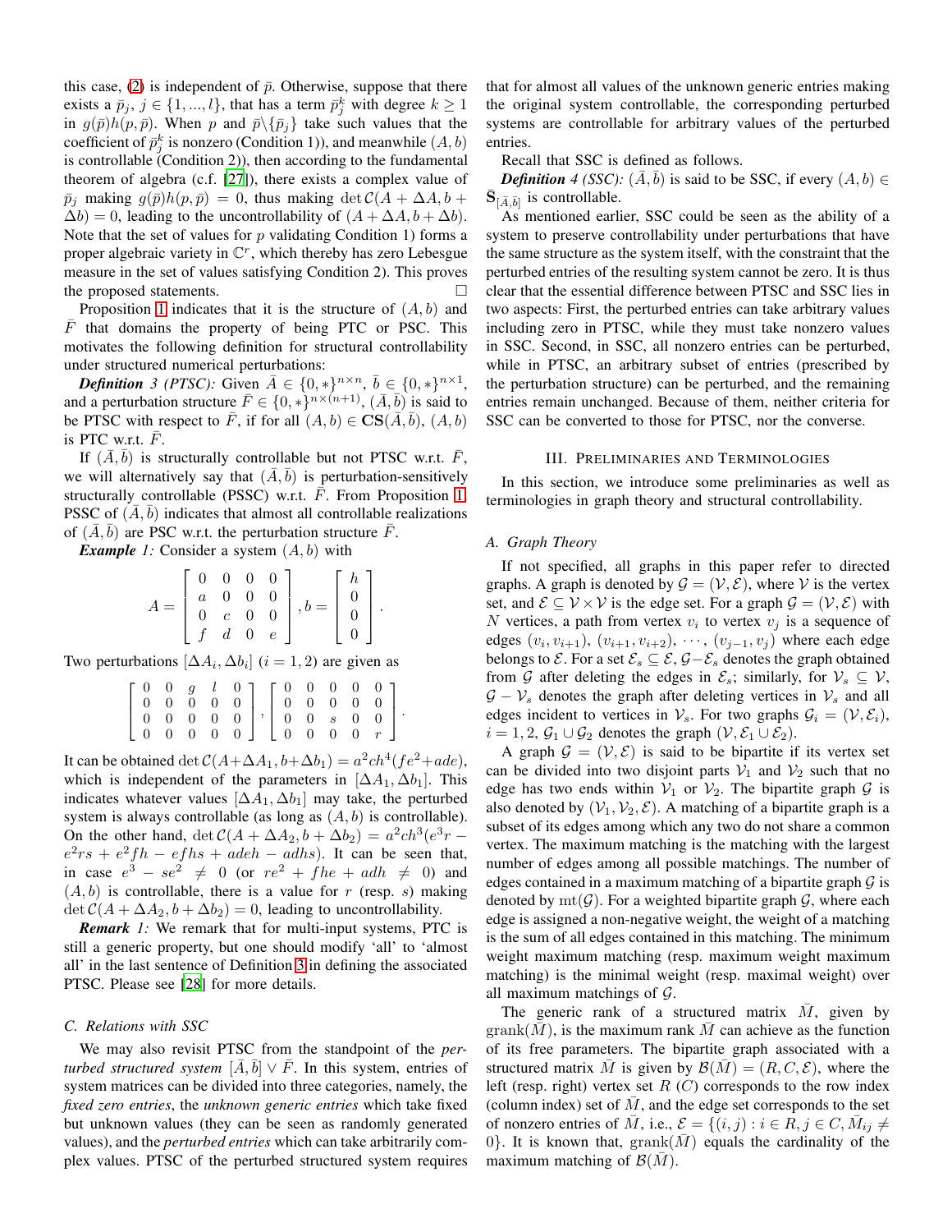this case, (2) is independent of $\bar{p}$. Otherwise, suppose that there exists a $\bar{p}_j$, $j \in \{1,...,l\}$, that has a term $\bar{p}_j^k$ with degree $k \geq 1$ in $g(\bar{p})h(p,\bar{p})$. When $p$ and $\bar{p}\backslash\{\bar{p}_j\}$ take such values that the coefficient of $\bar{p}_j^k$ is nonzero (Condition 1)), and meanwhile $(A,b)$ is controllable (Condition 2)), then according to the fundamental theorem of algebra (c.f. [27]), there exists a complex value of $\bar{p}_j$ making $g(\bar{p})h(p,\bar{p}) = 0$, thus making $\det \mathcal{C}(A+\Delta A, b+\Delta b) = 0$, leading to the uncontrollability of $(A+\Delta A, b+\Delta b)$. Note that the set of values for $p$ validating Condition 1) forms a proper algebraic variety in $\mathbb{C}^r$, which thereby has zero Lebesgue measure in the set of values satisfying Condition 2). This proves the proposed statements. □

Proposition 1 indicates that it is the structure of $(A,b)$ and $\bar{F}$ that domains the property of being PTC or PSC. This motivates the following definition for structural controllability under structured numerical perturbations:

***Definition 3 (PTSC):*** Given $\bar{A} \in \{0,*\}^{n\times n}$, $\bar{b} \in \{0,*\}^{n\times 1}$, and a perturbation structure $\bar{F} \in \{0,*\}^{n\times(n+1)}$, $(\bar{A},\bar{b})$ is said to be PTSC with respect to $\bar{F}$, if for all $(A,b) \in \mathbf{CS}(\bar{A},\bar{b})$, $(A,b)$ is PTC w.r.t. $\bar{F}$.

If $(\bar{A},\bar{b})$ is structurally controllable but not PTSC w.r.t. $\bar{F}$, we will alternatively say that $(\bar{A},\bar{b})$ is perturbation-sensitively structurally controllable (PSSC) w.r.t. $\bar{F}$. From Proposition 1, PSSC of $(\bar{A},\bar{b})$ indicates that almost all controllable realizations of $(\bar{A},\bar{b})$ are PSC w.r.t. the perturbation structure $\bar{F}$.

***Example 1:*** Consider a system $(A,b)$ with

$$A = \begin{bmatrix} 0 & 0 & 0 & 0 \\ a & 0 & 0 & 0 \\ 0 & c & 0 & 0 \\ f & d & 0 & e \end{bmatrix}, b = \begin{bmatrix} h \\ 0 \\ 0 \\ 0 \end{bmatrix}.$$

Two perturbations $[\Delta A_i, \Delta b_i]$ $(i=1,2)$ are given as

$$\begin{bmatrix} 0 & 0 & g & l & 0 \\ 0 & 0 & 0 & 0 & 0 \\ 0 & 0 & 0 & 0 & 0 \\ 0 & 0 & 0 & 0 & 0 \end{bmatrix}, \begin{bmatrix} 0 & 0 & 0 & 0 & 0 \\ 0 & 0 & 0 & 0 & 0 \\ 0 & 0 & s & 0 & 0 \\ 0 & 0 & 0 & 0 & r \end{bmatrix}.$$

It can be obtained $\det \mathcal{C}(A+\Delta A_1, b+\Delta b_1) = a^2ch^4(fe^2+ade)$, which is independent of the parameters in $[\Delta A_1, \Delta b_1]$. This indicates whatever values $[\Delta A_1, \Delta b_1]$ may take, the perturbed system is always controllable (as long as $(A,b)$ is controllable). On the other hand, $\det \mathcal{C}(A+\Delta A_2, b+\Delta b_2) = a^2ch^3(e^3r - e^2rs + e^2fh - efhs + adeh - adhs)$. It can be seen that, in case $e^3 - se^2 \neq 0$ (or $re^2 + fhe + adh \neq 0$) and $(A,b)$ is controllable, there is a value for $r$ (resp. $s$) making $\det \mathcal{C}(A+\Delta A_2, b+\Delta b_2) = 0$, leading to uncontrollability.

***Remark 1:*** We remark that for multi-input systems, PTC is still a generic property, but one should modify 'all' to 'almost all' in the last sentence of Definition 3 in defining the associated PTSC. Please see [28] for more details.

### C. Relations with SSC

We may also revisit PTSC from the standpoint of the *perturbed structured system* $[\bar{A},\bar{b}] \vee \bar{F}$. In this system, entries of system matrices can be divided into three categories, namely, the *fixed zero entries*, the *unknown generic entries* which take fixed but unknown values (they can be seen as randomly generated values), and the *perturbed entries* which can take arbitrarily complex values. PTSC of the perturbed structured system requires that for almost all values of the unknown generic entries making the original system controllable, the corresponding perturbed systems are controllable for arbitrary values of the perturbed entries.

Recall that SSC is defined as follows.

***Definition 4 (SSC):*** $(\bar{A},\bar{b})$ is said to be SSC, if every $(A,b) \in \bar{\mathbf{S}}_{[\bar{A},\bar{b}]}$ is controllable.

As mentioned earlier, SSC could be seen as the ability of a system to preserve controllability under perturbations that have the same structure as the system itself, with the constraint that the perturbed entries of the resulting system cannot be zero. It is thus clear that the essential difference between PTSC and SSC lies in two aspects: First, the perturbed entries can take arbitrary values including zero in PTSC, while they must take nonzero values in SSC. Second, in SSC, all nonzero entries can be perturbed, while in PTSC, an arbitrary subset of entries (prescribed by the perturbation structure) can be perturbed, and the remaining entries remain unchanged. Because of them, neither criteria for SSC can be converted to those for PTSC, nor the converse.

## III. Preliminaries and Terminologies

In this section, we introduce some preliminaries as well as terminologies in graph theory and structural controllability.

### A. Graph Theory

If not specified, all graphs in this paper refer to directed graphs. A graph is denoted by $\mathcal{G} = (\mathcal{V},\mathcal{E})$, where $\mathcal{V}$ is the vertex set, and $\mathcal{E} \subseteq \mathcal{V}\times\mathcal{V}$ is the edge set. For a graph $\mathcal{G} = (\mathcal{V},\mathcal{E})$ with $N$ vertices, a path from vertex $v_i$ to vertex $v_j$ is a sequence of edges $(v_i, v_{i+1})$, $(v_{i+1}, v_{i+2})$, $\cdots$, $(v_{j-1}, v_j)$ where each edge belongs to $\mathcal{E}$. For a set $\mathcal{E}_s \subseteq \mathcal{E}$, $\mathcal{G}-\mathcal{E}_s$ denotes the graph obtained from $\mathcal{G}$ after deleting the edges in $\mathcal{E}_s$; similarly, for $\mathcal{V}_s \subseteq \mathcal{V}$, $\mathcal{G}-\mathcal{V}_s$ denotes the graph after deleting vertices in $\mathcal{V}_s$ and all edges incident to vertices in $\mathcal{V}_s$. For two graphs $\mathcal{G}_i = (\mathcal{V},\mathcal{E}_i)$, $i=1,2$, $\mathcal{G}_1 \cup \mathcal{G}_2$ denotes the graph $(\mathcal{V}, \mathcal{E}_1 \cup \mathcal{E}_2)$.

A graph $\mathcal{G} = (\mathcal{V},\mathcal{E})$ is said to be bipartite if its vertex set can be divided into two disjoint parts $\mathcal{V}_1$ and $\mathcal{V}_2$ such that no edge has two ends within $\mathcal{V}_1$ or $\mathcal{V}_2$. The bipartite graph $\mathcal{G}$ is also denoted by $(\mathcal{V}_1,\mathcal{V}_2,\mathcal{E})$. A matching of a bipartite graph is a subset of its edges among which any two do not share a common vertex. The maximum matching is the matching with the largest number of edges among all possible matchings. The number of edges contained in a maximum matching of a bipartite graph $\mathcal{G}$ is denoted by $\mathrm{mt}(\mathcal{G})$. For a weighted bipartite graph $\mathcal{G}$, where each edge is assigned a non-negative weight, the weight of a matching is the sum of all edges contained in this matching. The minimum weight maximum matching (resp. maximum weight maximum matching) is the minimal weight (resp. maximal weight) over all maximum matchings of $\mathcal{G}$.

The generic rank of a structured matrix $\bar{M}$, given by $\mathrm{grank}(\bar{M})$, is the maximum rank $\bar{M}$ can achieve as the function of its free parameters. The bipartite graph associated with a structured matrix $\bar{M}$ is given by $\mathcal{B}(\bar{M}) = (R,C,\mathcal{E})$, where the left (resp. right) vertex set $R$ ($C$) corresponds to the row index (column index) set of $\bar{M}$, and the edge set corresponds to the set of nonzero entries of $\bar{M}$, i.e., $\mathcal{E} = \{(i,j): i\in R, j\in C, \bar{M}_{ij} \neq 0\}$. It is known that, $\mathrm{grank}(\bar{M})$ equals the cardinality of the maximum matching of $\mathcal{B}(\bar{M})$.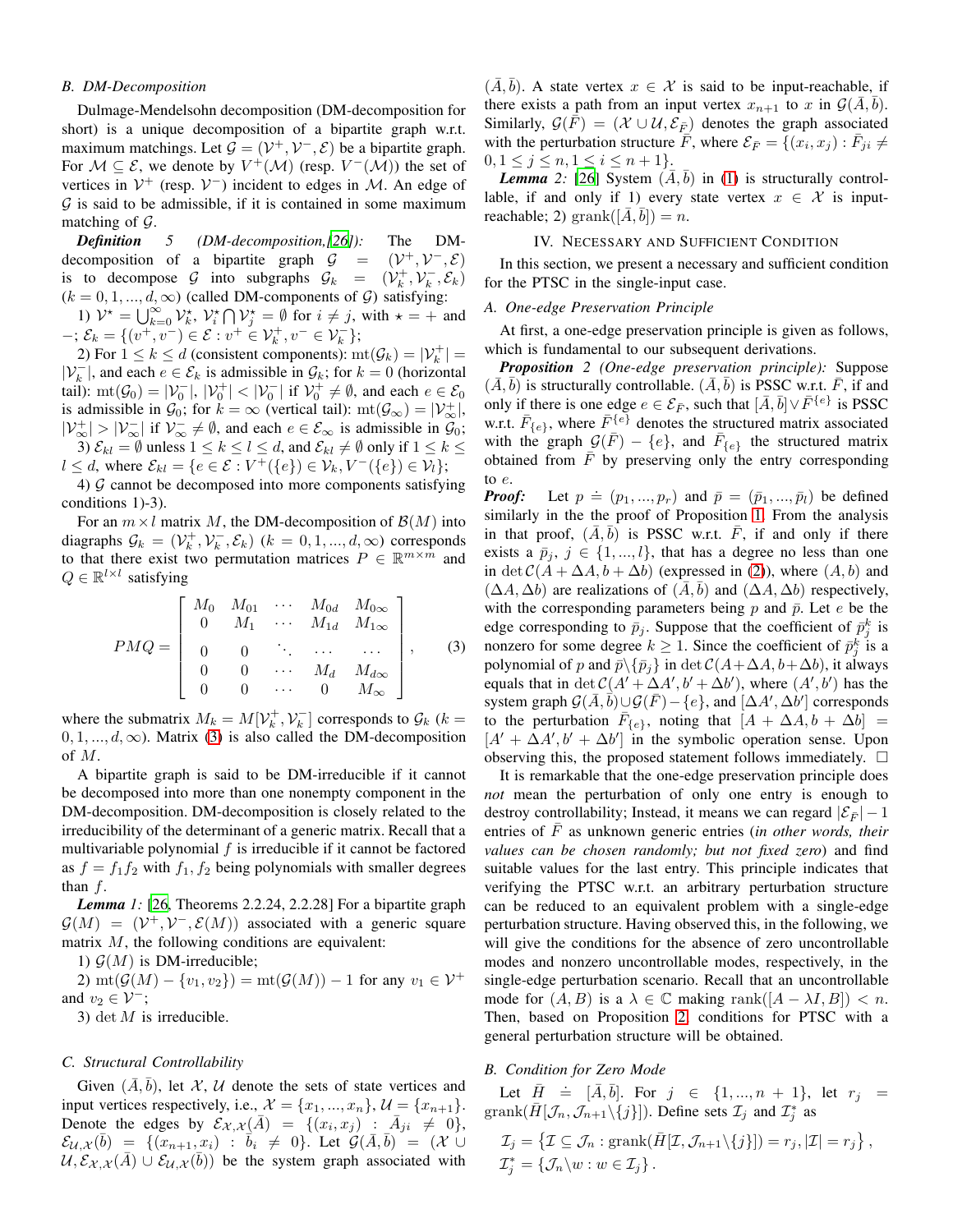### B. DM-Decomposition

Dulmage-Mendelsohn decomposition (DM-decomposition for short) is a unique decomposition of a bipartite graph w.r.t. maximum matchings. Let $\mathcal{G} = (\mathcal{V}^+, \mathcal{V}^-, \mathcal{E})$ be a bipartite graph. For $\mathcal{M} \subseteq \mathcal{E}$, we denote by $V^+(\mathcal{M})$ (resp. $V^-(\mathcal{M})$) the set of vertices in $\mathcal{V}^+$ (resp. $\mathcal{V}^-$) incident to edges in $\mathcal{M}$. An edge of $\mathcal{G}$ is said to be admissible, if it is contained in some maximum matching of $\mathcal{G}$.

***Definition 5** (DM-decomposition,[26]):* The DM-decomposition of a bipartite graph $\mathcal{G} = (\mathcal{V}^+, \mathcal{V}^-, \mathcal{E})$ is to decompose $\mathcal{G}$ into subgraphs $\mathcal{G}_k = (\mathcal{V}_k^+, \mathcal{V}_k^-, \mathcal{E}_k)$ $(k = 0, 1, ..., d, \infty)$ (called DM-components of $\mathcal{G}$) satisfying:

1) $\mathcal{V}^\star = \bigcup_{k=0}^{\infty} \mathcal{V}_k^\star$, $\mathcal{V}_i^\star \bigcap \mathcal{V}_j^\star = \emptyset$ for $i \neq j$, with $\star = +$ and $-$; $\mathcal{E}_k = \{(v^+, v^-) \in \mathcal{E} : v^+ \in \mathcal{V}_k^+, v^- \in \mathcal{V}_k^-\}$;

2) For $1 \leq k \leq d$ (consistent components): $\mathrm{mt}(\mathcal{G}_k) = |\mathcal{V}_k^+| = |\mathcal{V}_k^-|$, and each $e \in \mathcal{E}_k$ is admissible in $\mathcal{G}_k$; for $k = 0$ (horizontal tail): $\mathrm{mt}(\mathcal{G}_0) = |\mathcal{V}_0^-|$, $|\mathcal{V}_0^+| < |\mathcal{V}_0^-|$ if $\mathcal{V}_0^+ \neq \emptyset$, and each $e \in \mathcal{E}_0$ is admissible in $\mathcal{G}_0$; for $k = \infty$ (vertical tail): $\mathrm{mt}(\mathcal{G}_\infty) = |\mathcal{V}_\infty^+|$, $|\mathcal{V}_\infty^+| > |\mathcal{V}_\infty^-|$ if $\mathcal{V}_\infty^- \neq \emptyset$, and each $e \in \mathcal{E}_\infty$ is admissible in $\mathcal{G}_0$;

3) $\mathcal{E}_{kl} = \emptyset$ unless $1 \leq k \leq l \leq d$, and $\mathcal{E}_{kl} \neq \emptyset$ only if $1 \leq k \leq l \leq d$, where $\mathcal{E}_{kl} = \{e \in \mathcal{E} : V^+(\{e\}) \in \mathcal{V}_k, V^-(\{e\}) \in \mathcal{V}_l\}$;

4) $\mathcal{G}$ cannot be decomposed into more components satisfying conditions 1)-3).

For an $m \times l$ matrix $M$, the DM-decomposition of $\mathcal{B}(M)$ into diagraphs $\mathcal{G}_k = (\mathcal{V}_k^+, \mathcal{V}_k^-, \mathcal{E}_k)$ $(k = 0, 1, ..., d, \infty)$ corresponds to that there exist two permutation matrices $P \in \mathbb{R}^{m \times m}$ and $Q \in \mathbb{R}^{l \times l}$ satisfying

$$PMQ = \left[\begin{array}{ccccc} M_0 & M_{01} & \cdots & M_{0d} & M_{0\infty} \\ 0 & M_1 & \cdots & M_{1d} & M_{1\infty} \\ 0 & 0 & \ddots & \cdots & \cdots \\ 0 & 0 & \cdots & M_d & M_{d\infty} \\ 0 & 0 & \cdots & 0 & M_\infty \end{array}\right], \quad (3)$$

where the submatrix $M_k = M[\mathcal{V}_k^+, \mathcal{V}_k^-]$ corresponds to $\mathcal{G}_k$ $(k = 0, 1, ..., d, \infty)$. Matrix (3) is also called the DM-decomposition of $M$.

A bipartite graph is said to be DM-irreducible if it cannot be decomposed into more than one nonempty component in the DM-decomposition. DM-decomposition is closely related to the irreducibility of the determinant of a generic matrix. Recall that a multivariable polynomial $f$ is irreducible if it cannot be factored as $f = f_1 f_2$ with $f_1, f_2$ being polynomials with smaller degrees than $f$.

***Lemma 1:*** [26, Theorems 2.2.24, 2.2.28] For a bipartite graph $\mathcal{G}(M) = (\mathcal{V}^+, \mathcal{V}^-, \mathcal{E}(M))$ associated with a generic square matrix $M$, the following conditions are equivalent:

1) $\mathcal{G}(M)$ is DM-irreducible;

2) $\mathrm{mt}(\mathcal{G}(M) - \{v_1, v_2\}) = \mathrm{mt}(\mathcal{G}(M)) - 1$ for any $v_1 \in \mathcal{V}^+$ and $v_2 \in \mathcal{V}^-$;

3) $\det M$ is irreducible.

### C. Structural Controllability

Given $(\bar{A}, \bar{b})$, let $\mathcal{X}$, $\mathcal{U}$ denote the sets of state vertices and input vertices respectively, i.e., $\mathcal{X} = \{x_1, ..., x_n\}$, $\mathcal{U} = \{x_{n+1}\}$. Denote the edges by $\mathcal{E}_{\mathcal{X},\mathcal{X}}(\bar{A}) = \{(x_i, x_j) : \bar{A}_{ji} \neq 0\}$, $\mathcal{E}_{\mathcal{U},\mathcal{X}}(\bar{b}) = \{(x_{n+1}, x_i) : \bar{b}_i \neq 0\}$. Let $\mathcal{G}(\bar{A}, \bar{b}) = (\mathcal{X} \cup \mathcal{U}, \mathcal{E}_{\mathcal{X},\mathcal{X}}(\bar{A}) \cup \mathcal{E}_{\mathcal{U},\mathcal{X}}(\bar{b}))$ be the system graph associated with $(\bar{A}, \bar{b})$. A state vertex $x \in \mathcal{X}$ is said to be input-reachable, if there exists a path from an input vertex $x_{n+1}$ to $x$ in $\mathcal{G}(\bar{A}, \bar{b})$. Similarly, $\mathcal{G}(\bar{F}) = (\mathcal{X} \cup \mathcal{U}, \mathcal{E}_{\bar{F}})$ denotes the graph associated with the perturbation structure $\bar{F}$, where $\mathcal{E}_{\bar{F}} = \{(x_i, x_j) : \bar{F}_{ji} \neq 0, 1 \leq j \leq n, 1 \leq i \leq n+1\}$.

***Lemma 2:*** [26] System $(\bar{A}, \bar{b})$ in (1) is structurally controllable, if and only if 1) every state vertex $x \in \mathcal{X}$ is input-reachable; 2) $\mathrm{grank}([\bar{A}, \bar{b}]) = n$.

## IV. Necessary and Sufficient Condition

In this section, we present a necessary and sufficient condition for the PTSC in the single-input case.

### A. One-edge Preservation Principle

At first, a one-edge preservation principle is given as follows, which is fundamental to our subsequent derivations.

***Proposition 2** (One-edge preservation principle):* Suppose $(\bar{A}, \bar{b})$ is structurally controllable. $(\bar{A}, \bar{b})$ is PSSC w.r.t. $\bar{F}$, if and only if there is one edge $e \in \mathcal{E}_{\bar{F}}$, such that $[\bar{A}, \bar{b}] \vee \bar{F}^{\{e\}}$ is PSSC w.r.t. $\bar{F}_{\{e\}}$, where $\bar{F}^{\{e\}}$ denotes the structured matrix associated with the graph $\mathcal{G}(\bar{F}) - \{e\}$, and $\bar{F}_{\{e\}}$ the structured matrix obtained from $\bar{F}$ by preserving only the entry corresponding to $e$.

***Proof:*** Let $p \doteq (p_1, ..., p_r)$ and $\bar{p} = (\bar{p}_1, ..., \bar{p}_l)$ be defined similarly in the proof of Proposition 1. From the analysis in that proof, $(\bar{A}, \bar{b})$ is PSSC w.r.t. $\bar{F}$, if and only if there exists a $\bar{p}_j$, $j \in \{1, ..., l\}$, that has a degree no less than one in $\det \mathcal{C}(A + \Delta A, b + \Delta b)$ (expressed in (2)), where $(A, b)$ and $(\Delta A, \Delta b)$ are realizations of $(\bar{A}, \bar{b})$ and $(\Delta A, \Delta b)$ respectively, with the corresponding parameters being $p$ and $\bar{p}$. Let $e$ be the edge corresponding to $\bar{p}_j$. Suppose that the coefficient of $\bar{p}_j^k$ is nonzero for some degree $k \geq 1$. Since the coefficient of $\bar{p}_j^k$ is a polynomial of $p$ and $\bar{p} \backslash \{\bar{p}_j\}$ in $\det \mathcal{C}(A + \Delta A, b + \Delta b)$, it always equals that in $\det \mathcal{C}(A' + \Delta A', b' + \Delta b')$, where $(A', b')$ has the system graph $\mathcal{G}(\bar{A}, \bar{b}) \cup \mathcal{G}(\bar{F}) - \{e\}$, and $[\Delta A', \Delta b']$ corresponds to the perturbation $\bar{F}_{\{e\}}$, noting that $[A + \Delta A, b + \Delta b] = [A' + \Delta A', b' + \Delta b']$ in the symbolic operation sense. Upon observing this, the proposed statement follows immediately. $\square$

It is remarkable that the one-edge preservation principle does *not* mean the perturbation of only one entry is enough to destroy controllability; Instead, it means we can regard $|\mathcal{E}_{\bar{F}}| - 1$ entries of $\bar{F}$ as unknown generic entries (*in other words, their values can be chosen randomly; but not fixed zero*) and find suitable values for the last entry. This principle indicates that verifying the PTSC w.r.t. an arbitrary perturbation structure can be reduced to an equivalent problem with a single-edge perturbation structure. Having observed this, in the following, we will give the conditions for the absence of zero uncontrollable modes and nonzero uncontrollable modes, respectively, in the single-edge perturbation scenario. Recall that an uncontrollable mode for $(A, B)$ is a $\lambda \in \mathbb{C}$ making $\mathrm{rank}([A - \lambda I, B]) < n$. Then, based on Proposition 2, conditions for PTSC with a general perturbation structure will be obtained.

### B. Condition for Zero Mode

Let $\bar{H} \doteq [\bar{A}, \bar{b}]$. For $j \in \{1, ..., n+1\}$, let $r_j = \mathrm{grank}(\bar{H}[\mathcal{J}_n, \mathcal{J}_{n+1} \backslash \{j\}])$. Define sets $\mathcal{I}_j$ and $\mathcal{I}_j^*$ as

$$\mathcal{I}_j = \left\{\mathcal{I} \subseteq \mathcal{J}_n : \mathrm{grank}(\bar{H}[\mathcal{I}, \mathcal{J}_{n+1} \backslash \{j\}]) = r_j, |\mathcal{I}| = r_j\right\},$$
$$\mathcal{I}_j^* = \{\mathcal{J}_n \backslash w : w \in \mathcal{I}_j\}.$$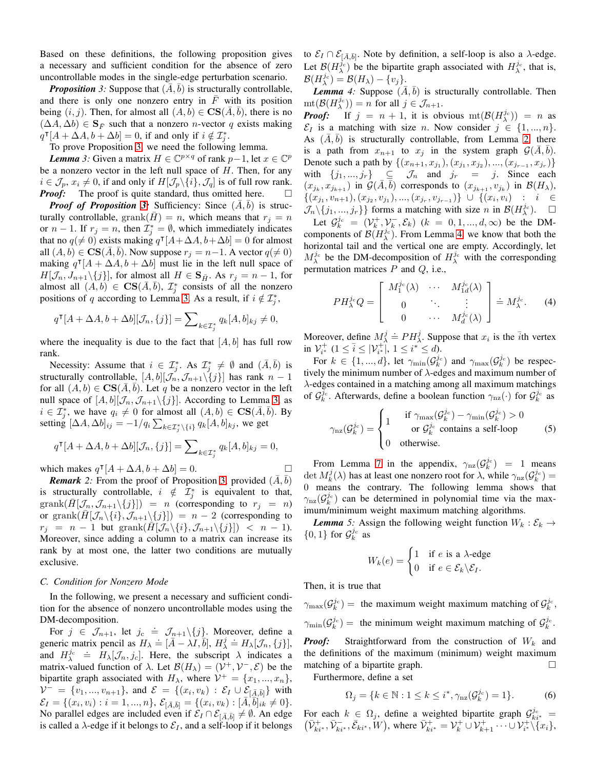Based on these definitions, the following proposition gives a necessary and sufficient condition for the absence of zero uncontrollable modes in the single-edge perturbation scenario.

***Proposition 3:*** Suppose that $(\bar{A}, \bar{b})$ is structurally controllable, and there is only one nonzero entry in $\bar{F}$ with its position being $(i,j)$. Then, for almost all $(A,b) \in \mathbf{CS}(\bar{A},\bar{b})$, there is no $(\Delta A, \Delta b) \in \mathbf{S}_{\bar{F}}$ such that a nonzero $n$-vector $q$ exists making $q^{\intercal}[A+\Delta A, b+\Delta b] = 0$, if and only if $i \notin \mathcal{I}_j^*$.

To prove Proposition 3, we need the following lemma.

***Lemma 3:*** Given a matrix $H \in \mathbb{C}^{p\times q}$ of rank $p-1$, let $x \in \mathbb{C}^p$ be a nonzero vector in the left null space of $H$. Then, for any $i \in \mathcal{J}_p$, $x_i \neq 0$, if and only if $H[\mathcal{J}_p\backslash\{i\}, \mathcal{J}_q]$ is of full row rank.

***Proof:*** The proof is quite standard, thus omitted here. $\square$

***Proof of Proposition 3:*** Sufficiency: Since $(\bar{A}, \bar{b})$ is structurally controllable, $\mathrm{grank}(\bar{H}) = n$, which means that $r_j = n$ or $n-1$. If $r_j = n$, then $\mathcal{I}_j^* = \emptyset$, which immediately indicates that no $q(\neq 0)$ exists making $q^{\intercal}[A+\Delta A, b+\Delta b] = 0$ for almost all $(A,b) \in \mathbf{CS}(\bar{A},\bar{b})$. Now suppose $r_j = n-1$. A vector $q(\neq 0)$ making $q^{\intercal}[A+\Delta A, b+\Delta b]$ must lie in the left null space of $H[\mathcal{J}_n, J_{n+1}\backslash\{j\}]$, for almost all $H \in \mathbf{S}_{\bar{H}}$. As $r_j = n-1$, for almost all $(A,b) \in \mathbf{CS}(\bar{A},\bar{b})$, $\mathcal{I}_j^*$ consists of all the nonzero positions of $q$ according to Lemma 3. As a result, if $i \notin \mathcal{I}_j^*$,

$$q^{\intercal}[A+\Delta A, b+\Delta b][\mathcal{J}_n, \{j\}] = \sum\nolimits_{k\in \mathcal{I}_j^*} q_k[A,b]_{kj} \neq 0,$$

where the inequality is due to the fact that $[A,b]$ has full row rank.

Necessity: Assume that $i \in \mathcal{I}_j^*$. As $\mathcal{I}_j^* \neq \emptyset$ and $(\bar{A}, \bar{b})$ is structurally controllable, $[A,b][\mathcal{J}_n, \mathcal{J}_{n+1}\backslash\{j\}]$ has rank $n-1$ for all $(A,b) \in \mathbf{CS}(\bar{A},\bar{b})$. Let $q$ be a nonzero vector in the left null space of $[A,b][\mathcal{J}_n, \mathcal{J}_{n+1}\backslash\{j\}]$. According to Lemma 3, as $i \in \mathcal{I}_j^*$, we have $q_i \neq 0$ for almost all $(A,b) \in \mathbf{CS}(\bar{A},\bar{b})$. By setting $[\Delta A, \Delta b]_{ij} = -1/q_i \sum_{k\in \mathcal{I}_j^* \backslash \{i\}} q_k [A,b]_{kj}$, we get

$$q^{\intercal}[A+\Delta A, b+\Delta b][\mathcal{J}_n, \{j\}] = \sum\nolimits_{k\in \mathcal{I}_j^*} q_k[A,b]_{kj} = 0,$$

which makes $q^{\intercal}[A+\Delta A, b+\Delta b] = 0$. $\square$

***Remark 2:*** From the proof of Proposition 3, provided $(\bar{A}, \bar{b})$ is structurally controllable, $i \notin \mathcal{I}_j^*$ is equivalent to that, $\mathrm{grank}(\bar{H}[\mathcal{J}_n, \mathcal{J}_{n+1}\backslash\{j\}]) = n$ (corresponding to $r_j = n$) or $\mathrm{grank}(\bar{H}[\mathcal{J}_n\backslash\{i\}, \mathcal{J}_{n+1}\backslash\{j\}]) = n-2$ (corresponding to $r_j = n-1$ but $\mathrm{grank}(\bar{H}[\mathcal{J}_n\backslash\{i\}, \mathcal{J}_{n+1}\backslash\{j\}]) < n-1$). Moreover, since adding a column to a matrix can increase its rank by at most one, the latter two conditions are mutually exclusive.

### C. Condition for Nonzero Mode

In the following, we present a necessary and sufficient condition for the absence of nonzero uncontrollable modes using the DM-decomposition.

For $j \in \mathcal{J}_{n+1}$, let $j_c \doteq \mathcal{J}_{n+1}\backslash\{j\}$. Moreover, define a generic matrix pencil as $H_\lambda \doteq [\bar{A} - \lambda I, \bar{b}]$, $H_\lambda^j \doteq H_\lambda[\mathcal{J}_n, \{j\}]$, and $H_\lambda^{j_c} \doteq H_\lambda[\mathcal{J}_n, j_c]$. Here, the subscript $\lambda$ indicates a matrix-valued function of $\lambda$. Let $\mathcal{B}(H_\lambda) = (\mathcal{V}^+, \mathcal{V}^-, \mathcal{E})$ be the bipartite graph associated with $H_\lambda$, where $\mathcal{V}^+ = \{x_1,...,x_n\}$, $\mathcal{V}^- = \{v_1,...,v_{n+1}\}$, and $\mathcal{E} = \{(x_i, v_k) : \mathcal{E}_I \cup \mathcal{E}_{[\bar{A},\bar{b}]}\}$ with $\mathcal{E}_I = \{(x_i, v_i) : i = 1,...,n\}$, $\mathcal{E}_{[\bar{A},\bar{b}]} = \{(x_i, v_k) : [\bar{A}, \bar{b}]_{ik} \neq 0\}$. No parallel edges are included even if $\mathcal{E}_I \cap \mathcal{E}_{[\bar{A},\bar{b}]} \neq \emptyset$. An edge is called a $\lambda$-edge if it belongs to $\mathcal{E}_I$, and a self-loop if it belongs to $\mathcal{E}_I \cap \mathcal{E}_{[\bar{A},\bar{b}]}$. Note by definition, a self-loop is also a $\lambda$-edge. Let $\mathcal{B}(H_\lambda^{j_c})$ be the bipartite graph associated with $H_\lambda^{j_c}$, that is, $\mathcal{B}(H_\lambda^{j_c}) = \mathcal{B}(H_\lambda) - \{v_j\}$.

***Lemma 4:*** Suppose $(\bar{A}, \bar{b})$ is structurally controllable. Then $\mathrm{mt}(\mathcal{B}(H_\lambda^{j_c})) = n$ for all $j \in \mathcal{J}_{n+1}$.

***Proof:*** If $j = n+1$, it is obvious $\mathrm{mt}(\mathcal{B}(H_\lambda^{j_c})) = n$ as $\mathcal{E}_I$ is a matching with size $n$. Now consider $j \in \{1,...,n\}$. As $(\bar{A}, \bar{b})$ is structurally controllable, from Lemma 2, there is a path from $x_{n+1}$ to $x_j$ in the system graph $\mathcal{G}(\bar{A}, \bar{b})$. Denote such a path by $\{(x_{n+1}, x_{j_1}), (x_{j_1}, x_{j_2}), ..., (x_{j_{r-1}}, x_{j_r})\}$ with $\{j_1,...,j_r\} \subseteq \mathcal{J}_n$ and $j_r = j$. Since each $(x_{j_k}, x_{j_{k+1}})$ in $\mathcal{G}(\bar{A}, \bar{b})$ corresponds to $(x_{j_{k+1}}, v_{j_k})$ in $\mathcal{B}(H_\lambda)$, $\{(x_{j_1}, v_{n+1}), (x_{j_2}, v_{j_1}), ..., (x_{j_r}, v_{j_{r-1}})\} \cup \{(x_i, v_i) : i \in \mathcal{J}_n\backslash\{j_1,...,j_r\}\}$ forms a matching with size $n$ in $\mathcal{B}(H_\lambda^{j_c})$. $\square$

Let $\mathcal{G}_k^{j_c} = (\mathcal{V}_k^+, \mathcal{V}_k^-, \mathcal{E}_k)$ $(k = 0, 1, ..., d, \infty)$ be the DM-components of $\mathcal{B}(H_\lambda^{j_c})$. From Lemma 4, we know that both the horizontal tail and the vertical one are empty. Accordingly, let $M_\lambda^{j_c}$ be the DM-decomposition of $H_\lambda^{j_c}$ with the corresponding permutation matrices $P$ and $Q$, i.e.,

$$PH_\lambda^{j_c}Q = \begin{bmatrix} M_1^{j_c}(\lambda) & \cdots & M_{1d}^{j_c}(\lambda) \\ 0 & \ddots & \vdots \\ 0 & \cdots & M_d^{j_c}(\lambda) \end{bmatrix} \doteq M_\lambda^{j_c}. \quad (4)$$

Moreover, define $M_\lambda^j \doteq PH_\lambda^j$. Suppose that $x_i$ is the $\bar{i}$th vertex in $\mathcal{V}_{i^*}^+$ $(1 \le \bar{i} \le |\mathcal{V}_{i^*}^+|, 1 \le i^* \le d)$.

For $k \in \{1,...,d\}$, let $\gamma_{\min}(\mathcal{G}_k^{j_c})$ and $\gamma_{\max}(\mathcal{G}_k^{j_c})$ be respectively the minimum number of $\lambda$-edges and maximum number of $\lambda$-edges contained in a matching among all maximum matchings of $\mathcal{G}_k^{j_c}$. Afterwards, define a boolean function $\gamma_{\mathrm{nz}}(\cdot)$ for $\mathcal{G}_k^{j_c}$ as

$$\gamma_{\mathrm{nz}}(\mathcal{G}_k^{j_c}) = \begin{cases} 1 & \text{if } \gamma_{\max}(\mathcal{G}_k^{j_c}) - \gamma_{\min}(\mathcal{G}_k^{j_c}) > 0 \\ & \text{or } \mathcal{G}_k^{j_c} \text{ contains a self-loop} \\ 0 & \text{otherwise.} \end{cases} \quad (5)$$

From Lemma 7 in the appendix, $\gamma_{\mathrm{nz}}(\mathcal{G}_k^{j_c}) = 1$ means $\det M_k^j(\lambda)$ has at least one nonzero root for $\lambda$, while $\gamma_{\mathrm{nz}}(\mathcal{G}_k^{j_c}) = 0$ means the contrary. The following lemma shows that $\gamma_{\mathrm{nz}}(\mathcal{G}_k^{j_c})$ can be determined in polynomial time via the maximum/minimum weight maximum matching algorithms.

***Lemma 5:*** Assign the following weight function $W_k : \mathcal{E}_k \to \{0,1\}$ for $\mathcal{G}_k^{j_c}$ as

$$W_k(e) = \begin{cases} 1 & \text{if } e \text{ is a } \lambda\text{-edge} \\ 0 & \text{if } e \in \mathcal{E}_k\backslash\mathcal{E}_I. \end{cases}$$

Then, it is true that

$\gamma_{\max}(\mathcal{G}_k^{j_c}) =$ the maximum weight maximum matching of $\mathcal{G}_k^{j_c}$,

$\gamma_{\min}(\mathcal{G}_k^{j_c}) =$ the minimum weight maximum matching of $\mathcal{G}_k^{j_c}$.

***Proof:*** Straightforward from the construction of $W_k$ and the definitions of the maximum (minimum) weight maximum matching of a bipartite graph. $\square$

Furthermore, define a set

$$\Omega_j = \{k \in \mathbb{N} : 1 \le k \le i^*, \gamma_{\mathrm{nz}}(\mathcal{G}_k^{j_c}) = 1\}. \quad (6)$$

For each $k \in \Omega_j$, define a weighted bipartite graph $\mathcal{G}_{ki^*}^{j_c} = (\bar{\mathcal{V}}_{ki^*}^+, \bar{\mathcal{V}}_{ki^*}^-, \bar{\mathcal{E}}_{ki^*}, W)$, where $\bar{\mathcal{V}}_{ki^*}^+ = \mathcal{V}_k^+ \cup \mathcal{V}_{k+1}^+ \cdots \cup \mathcal{V}_{i^*}^+ \backslash \{x_i\}$,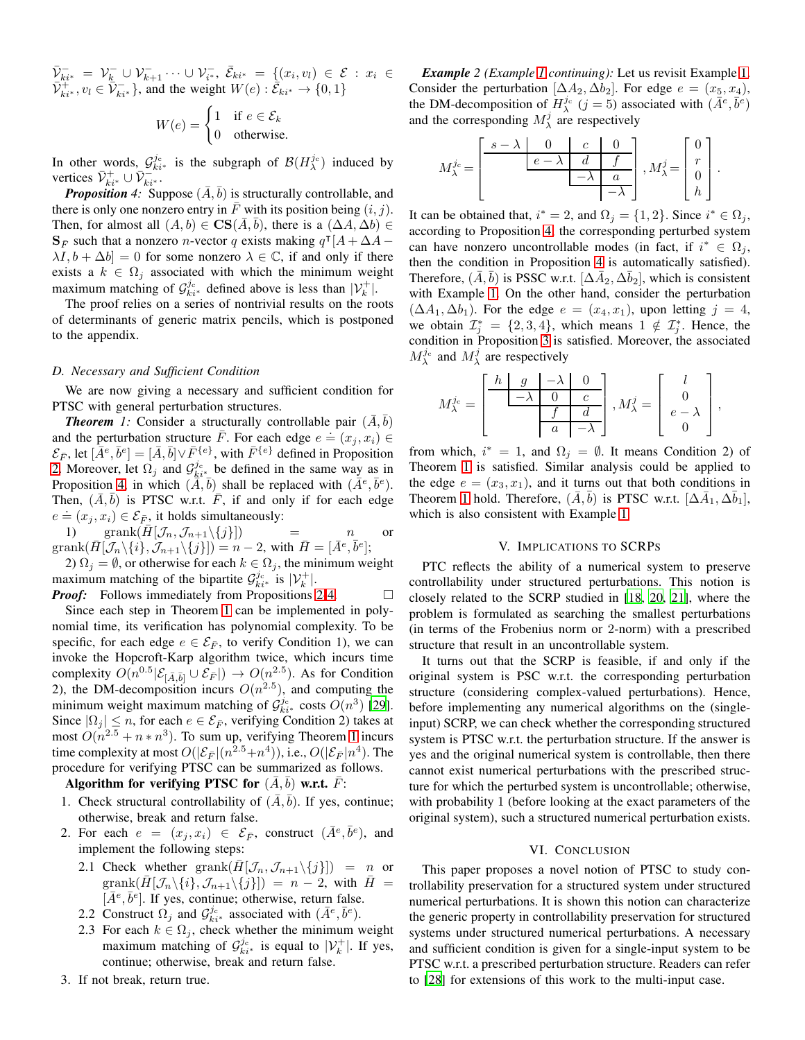$\bar{\mathcal{V}}^{-}_{ki^*} = \mathcal{V}^{-}_{k} \cup \mathcal{V}^{-}_{k+1} \cdots \cup \mathcal{V}^{-}_{i^*}$, $\bar{\mathcal{E}}_{ki^*} = \{(x_i, v_l) \in \mathcal{E} : x_i \in \bar{\mathcal{V}}^{+}_{ki^*}, v_l \in \bar{\mathcal{V}}^{-}_{ki^*}\}$, and the weight $W(e) : \bar{\mathcal{E}}_{ki^*} \to \{0,1\}$

$$W(e) = \begin{cases} 1 & \text{if } e \in \mathcal{E}_k \\ 0 & \text{otherwise.} \end{cases}$$

In other words, $\mathcal{G}^{j_c}_{ki^*}$ is the subgraph of $\mathcal{B}(H^{j_c}_{\lambda})$ induced by vertices $\bar{\mathcal{V}}^{+}_{ki^*} \cup \bar{\mathcal{V}}^{-}_{ki^*}$.

***Proposition 4:*** Suppose $(\bar{A}, \bar{b})$ is structurally controllable, and there is only one nonzero entry in $\bar{F}$ with its position being $(i,j)$. Then, for almost all $(A,b) \in \mathbf{CS}(\bar{A},\bar{b})$, there is a $(\Delta A, \Delta b) \in \mathbf{S}_{\bar{F}}$ such that a nonzero $n$-vector $q$ exists making $q^{\intercal}[A + \Delta A - \lambda I, b + \Delta b] = 0$ for some nonzero $\lambda \in \mathbb{C}$, if and only if there exists a $k \in \Omega_j$ associated with which the minimum weight maximum matching of $\mathcal{G}^{j_c}_{ki^*}$ defined above is less than $|\mathcal{V}^{+}_{k}|$.

The proof relies on a series of nontrivial results on the roots of determinants of generic matrix pencils, which is postponed to the appendix.

### D. Necessary and Sufficient Condition

We are now giving a necessary and sufficient condition for PTSC with general perturbation structures.

***Theorem 1:*** Consider a structurally controllable pair $(\bar{A}, \bar{b})$ and the perturbation structure $\bar{F}$. For each edge $e \doteq (x_j, x_i) \in \mathcal{E}_{\bar{F}}$, let $[\bar{A}^e, \bar{b}^e] = [\bar{A}, \bar{b}] \vee \bar{F}^{\{e\}}$, with $\bar{F}^{\{e\}}$ defined in Proposition 2. Moreover, let $\Omega_j$ and $\mathcal{G}^{j_c}_{ki^*}$ be defined in the same way as in Proposition 4, in which $(\bar{A}, \bar{b})$ shall be replaced with $(\bar{A}^e, \bar{b}^e)$. Then, $(\bar{A}, \bar{b})$ is PTSC w.r.t. $\bar{F}$, if and only if for each edge $e \doteq (x_j, x_i) \in \mathcal{E}_{\bar{F}}$, it holds simultaneously:

1) $\text{grank}(\bar{H}[\mathcal{J}_n, \mathcal{J}_{n+1} \backslash \{j\}]) = n$ or $\text{grank}(\bar{H}[\mathcal{J}_n \backslash \{i\}, \mathcal{J}_{n+1} \backslash \{j\}]) = n-2$, with $\bar{H} = [\bar{A}^e, \bar{b}^e]$;

2) $\Omega_j = \emptyset$, or otherwise for each $k \in \Omega_j$, the minimum weight maximum matching of the bipartite $\mathcal{G}^{j_c}_{ki^*}$ is $|\mathcal{V}^{+}_{k}|$.

***Proof:*** Follows immediately from Propositions 2-4. $\square$

Since each step in Theorem 1 can be implemented in polynomial time, its verification has polynomial complexity. To be specific, for each edge $e \in \mathcal{E}_{\bar{F}}$, to verify Condition 1), we can invoke the Hopcroft-Karp algorithm twice, which incurs time complexity $O(n^{0.5}|\mathcal{E}_{[\bar{A},\bar{b}]} \cup \mathcal{E}_{\bar{F}}|) \to O(n^{2.5})$. As for Condition 2), the DM-decomposition incurs $O(n^{2.5})$, and computing the minimum weight maximum matching of $\mathcal{G}^{j_c}_{ki^*}$ costs $O(n^3)$ [29]. Since $|\Omega_j| \le n$, for each $e \in \mathcal{E}_{\bar{F}}$, verifying Condition 2) takes at most $O(n^{2.5} + n * n^3)$. To sum up, verifying Theorem 1 incurs time complexity at most $O(|\mathcal{E}_{\bar{F}}|(n^{2.5} + n^4))$, i.e., $O(|\mathcal{E}_{\bar{F}}|n^4)$. The procedure for verifying PTSC can be summarized as follows.

**Algorithm for verifying PTSC for $(\bar{A}, \bar{b})$ w.r.t. $\bar{F}$:**

1. Check structural controllability of $(\bar{A}, \bar{b})$. If yes, continue; otherwise, break and return false.
2. For each $e = (x_j, x_i) \in \mathcal{E}_{\bar{F}}$, construct $(\bar{A}^e, \bar{b}^e)$, and implement the following steps:
   - 2.1 Check whether $\text{grank}(\bar{H}[\mathcal{J}_n, \mathcal{J}_{n+1} \backslash \{j\}]) = n$ or $\text{grank}(\bar{H}[\mathcal{J}_n \backslash \{i\}, \mathcal{J}_{n+1} \backslash \{j\}]) = n-2$, with $\bar{H} = [\bar{A}^e, \bar{b}^e]$. If yes, continue; otherwise, return false.
   - 2.2 Construct $\Omega_j$ and $\mathcal{G}^{j_c}_{ki^*}$ associated with $(\bar{A}^e, \bar{b}^e)$.
   - 2.3 For each $k \in \Omega_j$, check whether the minimum weight maximum matching of $\mathcal{G}^{j_c}_{ki^*}$ is equal to $|\mathcal{V}^{+}_{k}|$. If yes, continue; otherwise, break and return false.
3. If not break, return true.

***Example 2 (Example 1 continuing):*** Let us revisit Example 1. Consider the perturbation $[\Delta A_2, \Delta b_2]$. For edge $e = (x_5, x_4)$, the DM-decomposition of $H^{j_c}_{\lambda}$ ($j = 5$) associated with $(\bar{A}^e, \bar{b}^e)$ and the corresponding $M^j_{\lambda}$ are respectively

$$M^{j_c}_{\lambda} = \begin{bmatrix} s-\lambda & 0 & c & 0 \\ & e-\lambda & d & f \\ & & -\lambda & a \\ & & & -\lambda \end{bmatrix}, M^j_{\lambda} = \begin{bmatrix} 0 \\ r \\ 0 \\ h \end{bmatrix}.$$

It can be obtained that, $i^* = 2$, and $\Omega_j = \{1, 2\}$. Since $i^* \in \Omega_j$, according to Proposition 4, the corresponding perturbed system can have nonzero uncontrollable modes (in fact, if $i^* \in \Omega_j$, then the condition in Proposition 4 is automatically satisfied). Therefore, $(\bar{A}, \bar{b})$ is PSSC w.r.t. $[\Delta \bar{A}_2, \Delta \bar{b}_2]$, which is consistent with Example 1. On the other hand, consider the perturbation $(\Delta A_1, \Delta b_1)$. For the edge $e = (x_4, x_1)$, upon letting $j = 4$, we obtain $\mathcal{I}^*_j = \{2, 3, 4\}$, which means $1 \notin \mathcal{I}^*_j$. Hence, the condition in Proposition 3 is satisfied. Moreover, the associated $M^{j_c}_{\lambda}$ and $M^j_{\lambda}$ are respectively

$$M^{j_c}_{\lambda} = \begin{bmatrix} h & g & -\lambda & 0 \\ & -\lambda & 0 & c \\ & & f & d \\ & & a & -\lambda \end{bmatrix}, M^j_{\lambda} = \begin{bmatrix} l \\ 0 \\ e-\lambda \\ 0 \end{bmatrix},$$

from which, $i^* = 1$, and $\Omega_j = \emptyset$. It means Condition 2) of Theorem 1 is satisfied. Similar analysis could be applied to the edge $e = (x_3, x_1)$, and it turns out that both conditions in Theorem 1 hold. Therefore, $(\bar{A}, \bar{b})$ is PTSC w.r.t. $[\Delta \bar{A}_1, \Delta \bar{b}_1]$, which is also consistent with Example 1.

## V. Implications to SCRPs

PTC reflects the ability of a numerical system to preserve controllability under structured perturbations. This notion is closely related to the SCRP studied in [18], [20], [21], where the problem is formulated as searching the smallest perturbations (in terms of the Frobenius norm or 2-norm) with a prescribed structure that result in an uncontrollable system.

It turns out that the SCRP is feasible, if and only if the original system is PSC w.r.t. the corresponding perturbation structure (considering complex-valued perturbations). Hence, before implementing any numerical algorithms on the (single-input) SCRP, we can check whether the corresponding structured system is PTSC w.r.t. the perturbation structure. If the answer is yes and the original numerical system is controllable, then there cannot exist numerical perturbations with the prescribed structure for which the perturbed system is uncontrollable; otherwise, with probability 1 (before looking at the exact parameters of the original system), such a structured numerical perturbation exists.

## VI. Conclusion

This paper proposes a novel notion of PTSC to study controllability preservation for a structured system under structured numerical perturbations. It is shown this notion can characterize the generic property in controllability preservation for structured systems under structured numerical perturbations. A necessary and sufficient condition is given for a single-input system to be PTSC w.r.t. a prescribed perturbation structure. Readers can refer to [28] for extensions of this work to the multi-input case.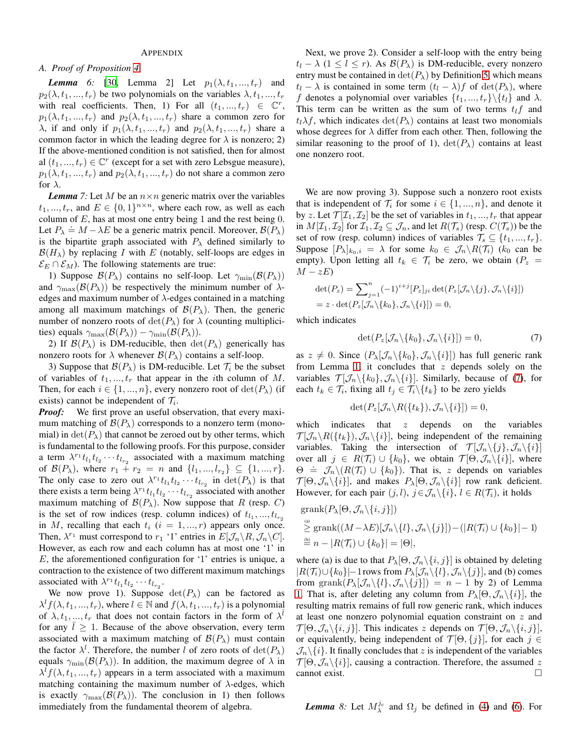## Appendix

### A. Proof of Proposition 4

***Lemma 6:*** [30, Lemma 2] Let $p_1(\lambda, t_1, ..., t_r)$ and $p_2(\lambda, t_1, ..., t_r)$ be two polynomials on the variables $\lambda, t_1, ..., t_r$ with real coefficients. Then, 1) For all $(t_1, ..., t_r) \in \mathbb{C}^r$, $p_1(\lambda, t_1, ..., t_r)$ and $p_2(\lambda, t_1, ..., t_r)$ share a common zero for $\lambda$, if and only if $p_1(\lambda, t_1, ..., t_r)$ and $p_2(\lambda, t_1, ..., t_r)$ share a common factor in which the leading degree for $\lambda$ is nonzero; 2) If the above-mentioned condition is not satisfied, then for almost al $(t_1, ..., t_r) \in \mathbb{C}^r$ (except for a set with zero Lebsgue measure), $p_1(\lambda, t_1, ..., t_r)$ and $p_2(\lambda, t_1, ..., t_r)$ do not share a common zero for $\lambda$.

***Lemma 7:*** Let $M$ be an $n \times n$ generic matrix over the variables $t_1, ..., t_r$, and $E \in \{0, 1\}^{n \times n}$, where each row, as well as each column of $E$, has at most one entry being 1 and the rest being 0. Let $P_\lambda \doteq M - \lambda E$ be a generic matrix pencil. Moreover, $\mathcal{B}(P_\lambda)$ is the bipartite graph associated with $P_\lambda$ defined similarly to $\mathcal{B}(H_\lambda)$ by replacing $I$ with $E$ (notably, self-loops are edges in $\mathcal{E}_E \cap \mathcal{E}_M$). The following statements are true:

1) Suppose $\mathcal{B}(P_\lambda)$ contains no self-loop. Let $\gamma_{\min}(\mathcal{B}(P_\lambda))$ and $\gamma_{\max}(\mathcal{B}(P_\lambda))$ be respectively the minimum number of $\lambda$-edges and maximum number of $\lambda$-edges contained in a matching among all maximum matchings of $\mathcal{B}(P_\lambda)$. Then, the generic number of nonzero roots of $\det(P_\lambda)$ for $\lambda$ (counting multiplicities) equals $\gamma_{\max}(\mathcal{B}(P_\lambda)) - \gamma_{\min}(\mathcal{B}(P_\lambda))$.

2) If $\mathcal{B}(P_\lambda)$ is DM-reducible, then $\det(P_\lambda)$ generically has nonzero roots for $\lambda$ whenever $\mathcal{B}(P_\lambda)$ contains a self-loop.

3) Suppose that $\mathcal{B}(P_\lambda)$ is DM-reducible. Let $\mathcal{T}_i$ be the subset of variables of $t_1, ..., t_r$ that appear in the $i$th column of $M$. Then, for each $i \in \{1, ..., n\}$, every nonzero root of $\det(P_\lambda)$ (if exists) cannot be independent of $\mathcal{T}_i$.

***Proof:*** We first prove an useful observation, that every maximum matching of $\mathcal{B}(P_\lambda)$ corresponds to a nonzero term (monomial) in $\det(P_\lambda)$ that cannot be zeroed out by other terms, which is fundamental to the following proofs. For this purpose, consider a term $\lambda^{r_1} t_{l_1} t_{l_2} \cdots t_{l_{r_2}}$ associated with a maximum matching of $\mathcal{B}(P_\lambda)$, where $r_1 + r_2 = n$ and $\{l_1, ..., l_{r_2}\} \subseteq \{1, ..., r\}$. The only case to zero out $\lambda^{r_1} t_{l_1} t_{l_2} \cdots t_{l_{r_2}}$ in $\det(P_\lambda)$ is that there exists a term being $\lambda^{r_1} t_{l_1} t_{l_2} \cdots t_{l_{r_2}}$ associated with another maximum matching of $\mathcal{B}(P_\lambda)$. Now suppose that $R$ (resp. $C$) is the set of row indices (resp. column indices) of $t_{l_1}, ..., t_{l_{r_2}}$ in $M$, recalling that each $t_i$ ($i = 1, ..., r$) appears only once. Then, $\lambda^{r_1}$ must correspond to $r_1$ '1' entries in $E[\mathcal{J}_n \backslash R, \mathcal{J}_n \backslash C]$. However, as each row and each column has at most one '1' in $E$, the aforementioned configuration for '1' entries is unique, a contraction to the existence of two different maximum matchings associated with $\lambda^{r_1} t_{l_1} t_{l_2} \cdots t_{l_{r_2}}$.

We now prove 1). Suppose $\det(P_\lambda)$ can be factored as $\lambda^l f(\lambda, t_1, ..., t_r)$, where $l \in \mathbb{N}$ and $f(\lambda, t_1, ..., t_r)$ is a polynomial of $\lambda, t_1, ..., t_r$ that does not contain factors in the form of $\lambda^{\bar{l}}$ for any $\bar{l} \geq 1$. Because of the above observation, every term associated with a maximum matching of $\mathcal{B}(P_\lambda)$ must contain the factor $\lambda^l$. Therefore, the number $l$ of zero roots of $\det(P_\lambda)$ equals $\gamma_{\min}(\mathcal{B}(P_\lambda))$. In addition, the maximum degree of $\lambda$ in $\lambda^l f(\lambda, t_1, ..., t_r)$ appears in a term associated with a maximum matching containing the maximum number of $\lambda$-edges, which is exactly $\gamma_{\max}(\mathcal{B}(P_\lambda))$. The conclusion in 1) then follows immediately from the fundamental theorem of algebra.

Next, we prove 2). Consider a self-loop with the entry being $t_l - \lambda$ ($1 \leq l \leq r$). As $\mathcal{B}(P_\lambda)$ is DM-reducible, every nonzero entry must be contained in $\det(P_\lambda)$ by Definition 5, which means $t_l - \lambda$ is contained in some term $(t_l - \lambda) f$ of $\det(P_\lambda)$, where $f$ denotes a polynomial over variables $\{t_1, ..., t_r\} \backslash \{t_l\}$ and $\lambda$. This term can be written as the sum of two terms $t_l f$ and $t_l \lambda f$, which indicates $\det(P_\lambda)$ contains at least two monomials whose degrees for $\lambda$ differ from each other. Then, following the similar reasoning to the proof of 1), $\det(P_\lambda)$ contains at least one nonzero root.

We are now proving 3). Suppose such a nonzero root exists that is independent of $\mathcal{T}_i$ for some $i \in \{1, ..., n\}$, and denote it by $z$. Let $\mathcal{T}[\mathcal{I}_1, \mathcal{I}_2]$ be the set of variables in $t_1, ..., t_r$ that appear in $M[\mathcal{I}_1, \mathcal{I}_2]$ for $\mathcal{I}_1, \mathcal{I}_2 \subseteq \mathcal{J}_n$, and let $R(\mathcal{T}_s)$ (resp. $C(\mathcal{T}_s)$) be the set of row (resp. column) indices of variables $\mathcal{T}_s \subseteq \{t_1, ..., t_r\}$. Suppose $[P_\lambda]_{k_0, i} = \lambda$ for some $k_0 \in \mathcal{J}_n \backslash R(\mathcal{T}_i)$ ($k_0$ can be empty). Upon letting all $t_k \in \mathcal{T}_i$ be zero, we obtain ($P_z = M - zE$)

$$\begin{aligned}\det(P_z) &= \sum\nolimits_{j=1}^{n} (-1)^{i+j} [P_z]_{ji} \det(P_z[\mathcal{J}_n \backslash \{j\}, \mathcal{J}_n \backslash \{i\}]) \\ &= z \cdot \det(P_z[\mathcal{J}_n \backslash \{k_0\}, \mathcal{J}_n \backslash \{i\}]) = 0,\end{aligned}$$

which indicates

$$\det(P_z[\mathcal{J}_n \backslash \{k_0\}, \mathcal{J}_n \backslash \{i\}]) = 0, \tag{7}$$

as $z \neq 0$. Since $(P_\lambda[\mathcal{J}_n \backslash \{k_0\}, \mathcal{J}_n \backslash \{i\}])$ has full generic rank from Lemma 1, it concludes that $z$ depends solely on the variables $\mathcal{T}[\mathcal{J}_n \backslash \{k_0\}, \mathcal{J}_n \backslash \{i\}]$. Similarly, because of (7), for each $t_k \in \mathcal{T}_i$, fixing all $t_j \in \mathcal{T}_i \backslash \{t_k\}$ to be zero yields

$$\det(P_z[\mathcal{J}_n \backslash R(\{t_k\}), \mathcal{J}_n \backslash \{i\}]) = 0,$$

which indicates that $z$ depends on the variables $\mathcal{T}[\mathcal{J}_n \backslash R(\{t_k\}), \mathcal{J}_n \backslash \{i\}]$, being independent of the remaining variables. Taking the intersection of $\mathcal{T}[\mathcal{J}_n \backslash \{j\}, \mathcal{J}_n \backslash \{i\}]$ over all $j \in R(\mathcal{T}_i) \cup \{k_0\}$, we obtain $\mathcal{T}[\Theta, \mathcal{J}_n \backslash \{i\}]$, where $\Theta \doteq \mathcal{J}_n \backslash (R(\mathcal{T}_i) \cup \{k_0\})$. That is, $z$ depends on variables $\mathcal{T}[\Theta, \mathcal{J}_n \backslash \{i\}]$, and makes $P_\lambda[\Theta, \mathcal{J}_n \backslash \{i\}]$ row rank deficient. However, for each pair $(j, l)$, $j \in \mathcal{J}_n \backslash \{i\}$, $l \in R(\mathcal{T}_i)$, it holds

$$\begin{aligned}&\text{grank}(P_\lambda[\Theta, \mathcal{J}_n \backslash \{i, j\}]) \\ &\overset{(a)}{\geq} \text{grank}((M - \lambda E)[\mathcal{J}_n \backslash \{l\}, \mathcal{J}_n \backslash \{j\}]) - (|R(\mathcal{T}_i) \cup \{k_0\}| - 1) \\ &\overset{(b)}{=} n - |R(\mathcal{T}_i) \cup \{k_0\}| = |\Theta|,\end{aligned}$$

where (a) is due to that $P_\lambda[\Theta, \mathcal{J}_n \backslash \{i, j\}]$ is obtained by deleting $|R(\mathcal{T}_i) \cup \{k_0\}| - 1$ rows from $P_\lambda[\mathcal{J}_n \backslash \{l\}, \mathcal{J}_n \backslash \{j\}]$, and (b) comes from $\text{grank}(P_\lambda[\mathcal{J}_n \backslash \{l\}, \mathcal{J}_n \backslash \{j\}]) = n - 1$ by 2) of Lemma 1. That is, after deleting any column from $P_\lambda[\Theta, \mathcal{J}_n \backslash \{i\}]$, the resulting matrix remains of full row generic rank, which induces at least one nonzero polynomial equation constraint on $z$ and $\mathcal{T}[\Theta, \mathcal{J}_n \backslash \{i, j\}]$. This indicates $z$ depends on $\mathcal{T}[\Theta, \mathcal{J}_n \backslash \{i, j\}]$, or equivalently, being independent of $\mathcal{T}[\Theta, \{j\}]$, for each $j \in \mathcal{J}_n \backslash \{i\}$. It finally concludes that $z$ is independent of the variables $\mathcal{T}[\Theta, \mathcal{J}_n \backslash \{i\}]$, causing a contraction. Therefore, the assumed $z$ cannot exist. □

***Lemma 8:*** Let $M_\lambda^{j_c}$ and $\Omega_j$ be defined in (4) and (6). For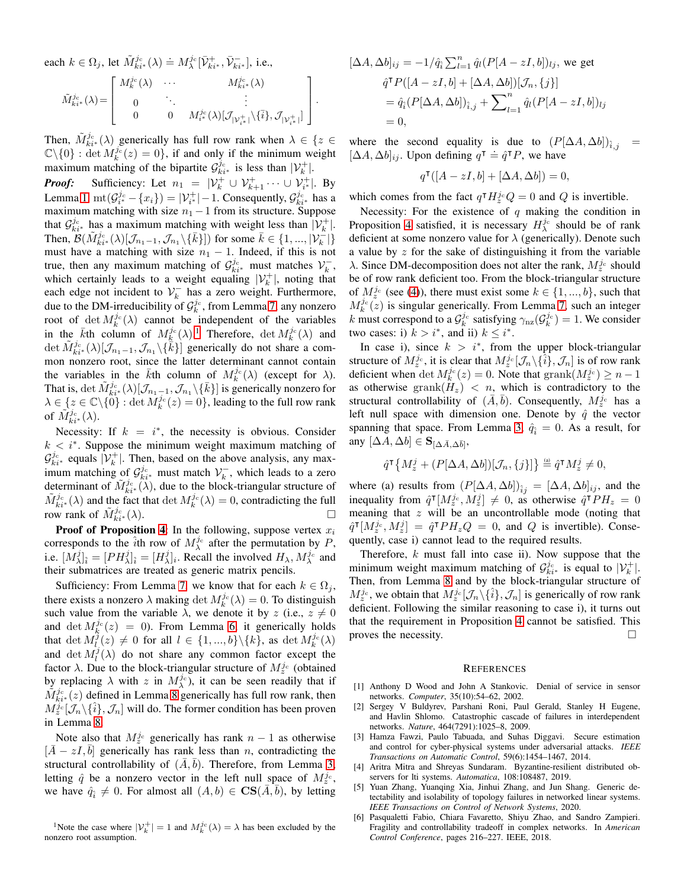each $k \in \Omega_j$, let $\tilde{M}^{j_c}_{ki^*}(\lambda) \doteq M^{j_c}_{\lambda}[\bar{\mathcal{V}}^+_{ki^*}, \bar{\mathcal{V}}^-_{ki^*}]$, i.e.,

$$\tilde{M}^{j_c}_{ki^*}(\lambda) = \begin{bmatrix} M^{j_c}_k(\lambda) & \cdots & M^{j_c}_{ki^*}(\lambda) \\ 0 & \ddots & \vdots \\ 0 & 0 & M^{j_c}_{i^*}(\lambda)[\mathcal{J}_{|\mathcal{V}^+_{i^*}|}\backslash\{\bar{i}\}, \mathcal{J}_{|\mathcal{V}^+_{i^*}|}] \end{bmatrix}.$$

Then, $\tilde{M}^{j_c}_{ki^*}(\lambda)$ generically has full row rank when $\lambda \in \{z \in \mathbb{C}\backslash\{0\} : \det M^{j_c}_k(z) = 0\}$, if and only if the minimum weight maximum matching of the bipartite $\mathcal{G}^{j_c}_{ki^*}$ is less than $|\mathcal{V}^+_k|$.

***Proof:*** Sufficiency: Let $n_1 = |\mathcal{V}^+_k \cup \mathcal{V}^+_{k+1} \cdots \cup \mathcal{V}^+_{i^*}|$. By Lemma 1, $\mathrm{mt}(\mathcal{G}^{j_c}_{i^*} - \{x_i\}) = |\mathcal{V}^+_{i^*}| - 1$. Consequently, $\mathcal{G}^{j_c}_{ki^*}$ has a maximum matching with size $n_1 - 1$ from its structure. Suppose that $\mathcal{G}^{j_c}_{ki^*}$ has a maximum matching with weight less than $|\mathcal{V}^+_k|$. Then, $\mathcal{B}(\tilde{M}^{j_c}_{ki^*}(\lambda)[\mathcal{J}_{n_1-1}, \mathcal{J}_{n_1}\backslash\{\bar{k}\}])$ for some $\bar{k} \in \{1, ..., |\mathcal{V}^-_k|\}$ must have a matching with size $n_1 - 1$. Indeed, if this is not true, then any maximum matching of $\mathcal{G}^{j_c}_{ki^*}$ must matches $\mathcal{V}^-_k$, which certainly leads to a weight equaling $|\mathcal{V}^+_k|$, noting that each edge not incident to $\mathcal{V}^-_k$ has a zero weight. Furthermore, due to the DM-irreducibility of $\mathcal{G}^{j_c}_k$, from Lemma 7, any nonzero root of $\det M^{j_c}_k(\lambda)$ cannot be independent of the variables in the $\bar{k}$th column of $M^{j_c}_k(\lambda)$.[1] Therefore, $\det M^{j_c}_k(\lambda)$ and $\det \tilde{M}^{j_c}_{ki^*}(\lambda)[\mathcal{J}_{n_1-1}, \mathcal{J}_{n_1}\backslash\{\bar{k}\}]$ generically do not share a common nonzero root, since the latter determinant cannot contain the variables in the $\bar{k}$th column of $M^{j_c}_k(\lambda)$ (except for $\lambda$). That is, $\det \tilde{M}^{j_c}_{ki^*}(\lambda)[\mathcal{J}_{n_1-1}, \mathcal{J}_{n_1}\backslash\{\bar{k}\}]$ is generically nonzero for $\lambda \in \{z \in \mathbb{C}\backslash\{0\} : \det M^{j_c}_k(z) = 0\}$, leading to the full row rank of $\tilde{M}^{j_c}_{ki^*}(\lambda)$.

Necessity: If $k = i^*$, the necessity is obvious. Consider $k < i^*$. Suppose the minimum weight maximum matching of $\mathcal{G}^{j_c}_{ki^*}$ equals $|\mathcal{V}^+_k|$. Then, based on the above analysis, any maximum matching of $\mathcal{G}^{j_c}_{ki^*}$ must match $\mathcal{V}^-_k$, which leads to a zero determinant of $\tilde{M}^{j_c}_{ki^*}(\lambda)$, due to the block-triangular structure of $\tilde{M}^{j_c}_{ki^*}(\lambda)$ and the fact that $\det M^{j_c}_k(\lambda) = 0$, contradicting the full row rank of $\tilde{M}^{j_c}_{ki^*}(\lambda)$. $\square$

**Proof of Proposition 4:** In the following, suppose vertex $x_i$ corresponds to the $\hat{i}$th row of $M^{j_c}_{\lambda}$ after the permutation by $P$, i.e. $[M^j_{\lambda}]_{\hat{i}} = [PH^j_{\lambda}]_{\hat{i}} = [H^j_{\lambda}]_i$. Recall the involved $H_{\lambda}$, $M^{j_c}_{\lambda}$ and their submatrices are treated as generic matrix pencils.

Sufficiency: From Lemma 7, we know that for each $k \in \Omega_j$, there exists a nonzero $\lambda$ making $\det M^{j_c}_k(\lambda) = 0$. To distinguish such value from the variable $\lambda$, we denote it by $z$ (i.e., $z \neq 0$ and $\det M^{j_c}_k(z) = 0$). From Lemma 6, it generically holds that $\det M^{j_c}_l(z) \neq 0$ for all $l \in \{1, ..., b\}\backslash\{k\}$, as $\det M^{j_c}_k(\lambda)$ and $\det M^{j_c}_l(\lambda)$ do not share any common factor except the factor $\lambda$. Due to the block-triangular structure of $M^{j_c}_z$ (obtained by replacing $\lambda$ with $z$ in $M^{j_c}_{\lambda}$), it can be seen readily that if $\tilde{M}^{j_c}_{ki^*}(z)$ defined in Lemma 8 generically has full row rank, then $M^{j_c}_z[\mathcal{J}_n\backslash\{\hat{i}\}, \mathcal{J}_n]$ will do. The former condition has been proven in Lemma 8.

Note also that $M^{j_c}_z$ generically has rank $n - 1$ as otherwise $[\bar{A} - zI, \bar{b}]$ generically has rank less than $n$, contradicting the structural controllability of $(\bar{A}, \bar{b})$. Therefore, from Lemma 3, letting $\hat{q}$ be a nonzero vector in the left null space of $M^{j_c}_z$, we have $\hat{q}_{\hat{i}} \neq 0$. For almost all $(A, b) \in \mathbf{CS}(\bar{A}, \bar{b})$, by letting $[\Delta A, \Delta b]_{ij} = -1/\hat{q}_{\hat{i}} \sum_{l=1}^n \hat{q}_l (P[A - zI, b])_{lj}$, we get

$$\begin{aligned} &\hat{q}^{\intercal} P([A - zI, b] + [\Delta A, \Delta b])[\mathcal{J}_n, \{j\}] \\ &= \hat{q}_{\hat{i}} (P[\Delta A, \Delta b])_{\hat{i},j} + \sum\nolimits_{l=1}^n \hat{q}_l (P[A - zI, b])_{lj} \\ &= 0, \end{aligned}$$

where the second equality is due to $(P[\Delta A, \Delta b])_{\hat{i},j} = [\Delta A, \Delta b]_{ij}$. Upon defining $q^{\intercal} \doteq \hat{q}^{\intercal} P$, we have

$$q^{\intercal}([A - zI, b] + [\Delta A, \Delta b]) = 0,$$

which comes from the fact $q^{\intercal} H^{j_c}_z Q = 0$ and $Q$ is invertible.

Necessity: For the existence of $q$ making the condition in Proposition 4 satisfied, it is necessary $H^{j_c}_{\lambda}$ should be of rank deficient at some nonzero value for $\lambda$ (generically). Denote such value by $z$ for the sake of distinguishing it from the variable $\lambda$. Since DM-decomposition does not alter the rank, $M^{j_c}_z$ should be of row rank deficient too. From the block-triangular structure of $M^{j_c}_z$ (see (4)), there must exist some $k \in \{1, ..., b\}$, such that $M^{j_c}_k(z)$ is singular generically. From Lemma 7, such an integer $k$ must correspond to a $\mathcal{G}^{j_c}_k$ satisfying $\gamma_{\rm nz}(\mathcal{G}^{j_c}_k) = 1$. We consider two cases: i) $k > i^*$, and ii) $k \le i^*$.

In case i), since $k > i^*$, from the upper block-triangular structure of $M^{j_c}_z$, it is clear that $M^{j_c}_z[\mathcal{J}_n\backslash\{\hat{i}\}, \mathcal{J}_n]$ is of row rank deficient when $\det M^{j_c}_k(z) = 0$. Note that $\mathrm{grank}(M^{j_c}_z) \ge n - 1$ as otherwise $\mathrm{grank}(H_z) < n$, which is contradictory to the structural controllability of $(\bar{A}, \bar{b})$. Consequently, $M^{j_c}_z$ has a left null space with dimension one. Denote by $\hat{q}$ the vector spanning that space. From Lemma 3, $\hat{q}_{\hat{i}} = 0$. As a result, for any $[\Delta A, \Delta b] \in \mathbf{S}_{[\Delta \bar{A}, \Delta \bar{b}]}$,

$$\hat{q}^{\intercal}\{M^j_z + (P[\Delta A, \Delta b])[\mathcal{J}_n, \{j\}]\} \overset{(a)}{=} \hat{q}^{\intercal} M^j_z \neq 0,$$

where (a) results from $(P[\Delta A, \Delta b])_{\hat{i}j} = [\Delta A, \Delta b]_{ij}$, and the inequality from $\hat{q}^{\intercal}[M^{j_c}_z, M^j_z] \neq 0$, as otherwise $\hat{q}^{\intercal} P H_z = 0$ meaning that $z$ will be an uncontrollable mode (noting that $\hat{q}^{\intercal}[M^{j_c}_{\lambda}, M^j_{\lambda}] = \hat{q}^{\intercal} P H_z Q = 0$, and $Q$ is invertible). Consequently, case i) cannot lead to the required results.

Therefore, $k$ must fall into case ii). Now suppose that the minimum weight maximum matching of $\mathcal{G}^{j_c}_{ki^*}$ is equal to $|\mathcal{V}^+_k|$. Then, from Lemma 8 and by the block-triangular structure of $M^{j_c}_z$, we obtain that $M^{j_c}_z[\mathcal{J}_n\backslash\{\hat{i}\}, \mathcal{J}_n]$ is generically of row rank deficient. Following the similar reasoning to case i), it turns out that the requirement in Proposition 4 cannot be satisfied. This proves the necessity. $\square$

[1] Note the case where $|\mathcal{V}^+_k| = 1$ and $M^{j_c}_k(\lambda) = \lambda$ has been excluded by the nonzero root assumption.

## References

[1] Anthony D Wood and John A Stankovic. Denial of service in sensor networks. *Computer*, 35(10):54–62, 2002.

[2] Sergey V Buldyrev, Parshani Roni, Paul Gerald, Stanley H Eugene, and Havlin Shlomo. Catastrophic cascade of failures in interdependent networks. *Nature*, 464(7291):1025–8, 2009.

[3] Hamza Fawzi, Paulo Tabuada, and Suhas Diggavi. Secure estimation and control for cyber-physical systems under adversarial attacks. *IEEE Transactions on Automatic Control*, 59(6):1454–1467, 2014.

[4] Aritra Mitra and Shreyas Sundaram. Byzantine-resilient distributed observers for lti systems. *Automatica*, 108:108487, 2019.

[5] Yuan Zhang, Yuanqing Xia, Jinhui Zhang, and Jun Shang. Generic detectability and isolability of topology failures in networked linear systems. *IEEE Transactions on Control of Network Systems*, 2020.

[6] Pasqualetti Fabio, Chiara Favaretto, Shiyu Zhao, and Sandro Zampieri. Fragility and controllability tradeoff in complex networks. In *American Control Conference*, pages 216–227. IEEE, 2018.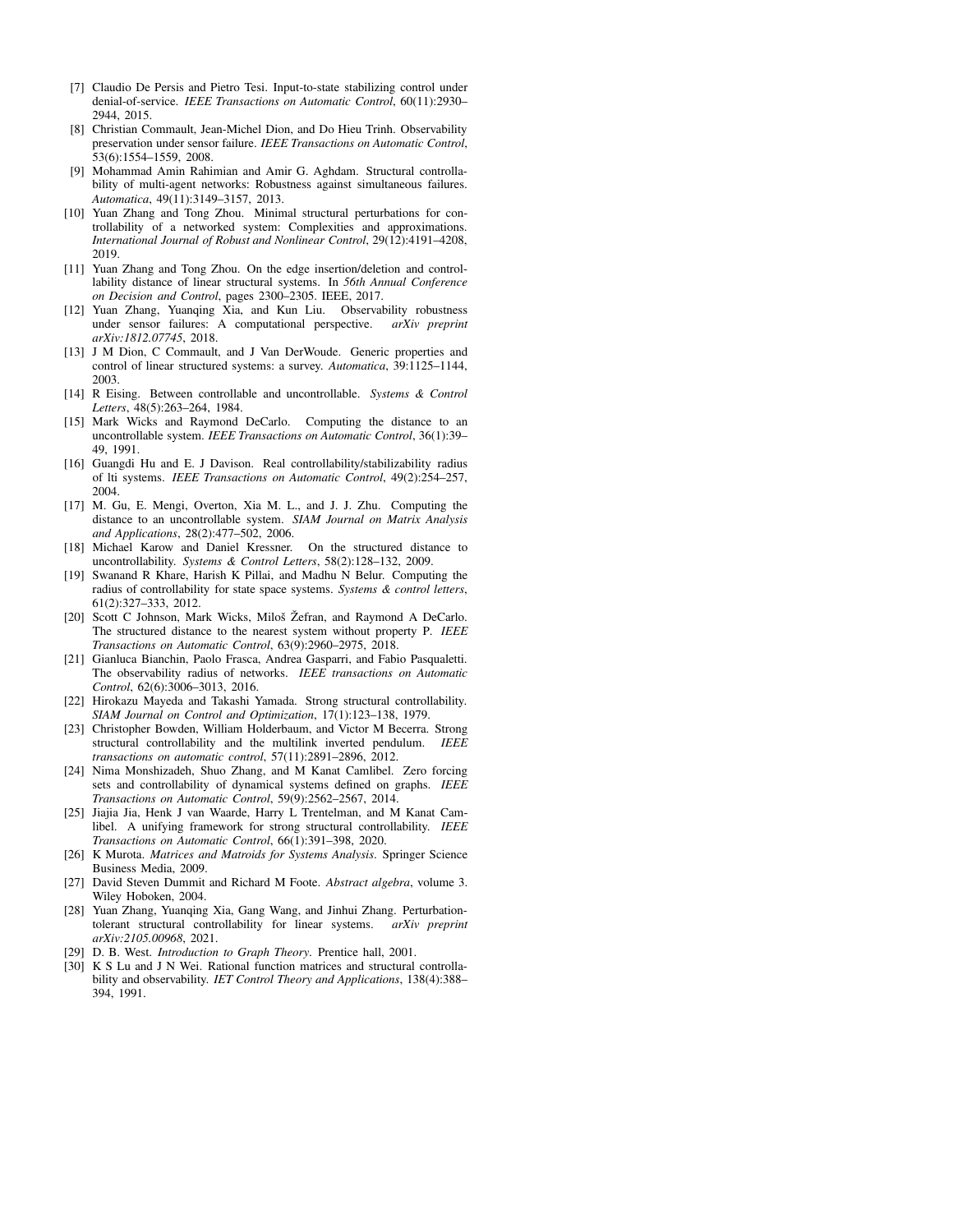[7] Claudio De Persis and Pietro Tesi. Input-to-state stabilizing control under denial-of-service. *IEEE Transactions on Automatic Control*, 60(11):2930–2944, 2015.

[8] Christian Commault, Jean-Michel Dion, and Do Hieu Trinh. Observability preservation under sensor failure. *IEEE Transactions on Automatic Control*, 53(6):1554–1559, 2008.

[9] Mohammad Amin Rahimian and Amir G. Aghdam. Structural controllability of multi-agent networks: Robustness against simultaneous failures. *Automatica*, 49(11):3149–3157, 2013.

[10] Yuan Zhang and Tong Zhou. Minimal structural perturbations for controllability of a networked system: Complexities and approximations. *International Journal of Robust and Nonlinear Control*, 29(12):4191–4208, 2019.

[11] Yuan Zhang and Tong Zhou. On the edge insertion/deletion and controllability distance of linear structural systems. In *56th Annual Conference on Decision and Control*, pages 2300–2305. IEEE, 2017.

[12] Yuan Zhang, Yuanqing Xia, and Kun Liu. Observability robustness under sensor failures: A computational perspective. *arXiv preprint arXiv:1812.07745*, 2018.

[13] J M Dion, C Commault, and J Van DerWoude. Generic properties and control of linear structured systems: a survey. *Automatica*, 39:1125–1144, 2003.

[14] R Eising. Between controllable and uncontrollable. *Systems & Control Letters*, 48(5):263–264, 1984.

[15] Mark Wicks and Raymond DeCarlo. Computing the distance to an uncontrollable system. *IEEE Transactions on Automatic Control*, 36(1):39–49, 1991.

[16] Guangdi Hu and E. J Davison. Real controllability/stabilizability radius of lti systems. *IEEE Transactions on Automatic Control*, 49(2):254–257, 2004.

[17] M. Gu, E. Mengi, Overton, Xia M. L., and J. J. Zhu. Computing the distance to an uncontrollable system. *SIAM Journal on Matrix Analysis and Applications*, 28(2):477–502, 2006.

[18] Michael Karow and Daniel Kressner. On the structured distance to uncontrollability. *Systems & Control Letters*, 58(2):128–132, 2009.

[19] Swanand R Khare, Harish K Pillai, and Madhu N Belur. Computing the radius of controllability for state space systems. *Systems & control letters*, 61(2):327–333, 2012.

[20] Scott C Johnson, Mark Wicks, Miloš Žefran, and Raymond A DeCarlo. The structured distance to the nearest system without property P. *IEEE Transactions on Automatic Control*, 63(9):2960–2975, 2018.

[21] Gianluca Bianchin, Paolo Frasca, Andrea Gasparri, and Fabio Pasqualetti. The observability radius of networks. *IEEE transactions on Automatic Control*, 62(6):3006–3013, 2016.

[22] Hirokazu Mayeda and Takashi Yamada. Strong structural controllability. *SIAM Journal on Control and Optimization*, 17(1):123–138, 1979.

[23] Christopher Bowden, William Holderbaum, and Victor M Becerra. Strong structural controllability and the multilink inverted pendulum. *IEEE transactions on automatic control*, 57(11):2891–2896, 2012.

[24] Nima Monshizadeh, Shuo Zhang, and M Kanat Camlibel. Zero forcing sets and controllability of dynamical systems defined on graphs. *IEEE Transactions on Automatic Control*, 59(9):2562–2567, 2014.

[25] Jiajia Jia, Henk J van Waarde, Harry L Trentelman, and M Kanat Camlibel. A unifying framework for strong structural controllability. *IEEE Transactions on Automatic Control*, 66(1):391–398, 2020.

[26] K Murota. *Matrices and Matroids for Systems Analysis*. Springer Science Business Media, 2009.

[27] David Steven Dummit and Richard M Foote. *Abstract algebra*, volume 3. Wiley Hoboken, 2004.

[28] Yuan Zhang, Yuanqing Xia, Gang Wang, and Jinhui Zhang. Perturbation-tolerant structural controllability for linear systems. *arXiv preprint arXiv:2105.00968*, 2021.

[29] D. B. West. *Introduction to Graph Theory*. Prentice hall, 2001.

[30] K S Lu and J N Wei. Rational function matrices and structural controllability and observability. *IET Control Theory and Applications*, 138(4):388–394, 1991.